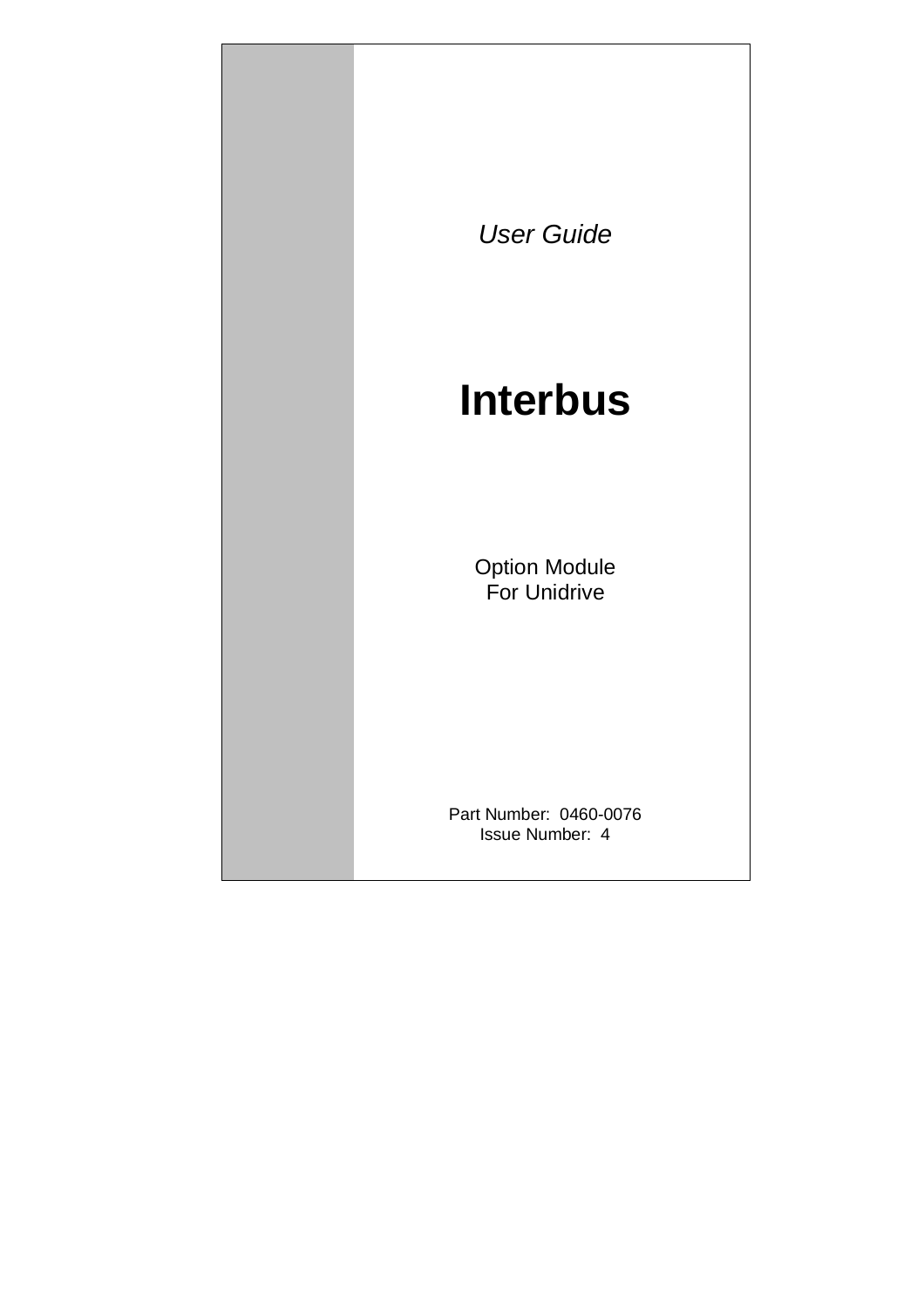*User Guide*

# Interbus

Option Module
For Unidrive

Part Number: 0460-0076
Issue Number: 4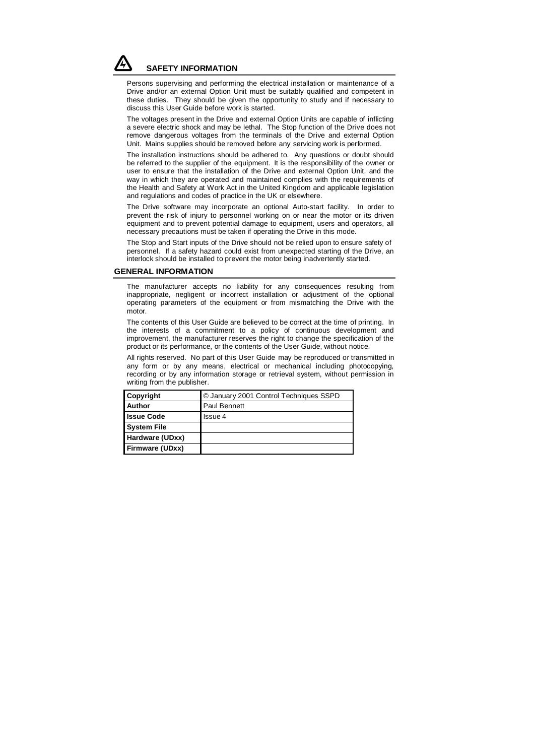## SAFETY INFORMATION

Persons supervising and performing the electrical installation or maintenance of a Drive and/or an external Option Unit must be suitably qualified and competent in these duties. They should be given the opportunity to study and if necessary to discuss this User Guide before work is started.

The voltages present in the Drive and external Option Units are capable of inflicting a severe electric shock and may be lethal. The Stop function of the Drive does not remove dangerous voltages from the terminals of the Drive and external Option Unit. Mains supplies should be removed before any servicing work is performed.

The installation instructions should be adhered to. Any questions or doubt should be referred to the supplier of the equipment. It is the responsibility of the owner or user to ensure that the installation of the Drive and external Option Unit, and the way in which they are operated and maintained complies with the requirements of the Health and Safety at Work Act in the United Kingdom and applicable legislation and regulations and codes of practice in the UK or elsewhere.

The Drive software may incorporate an optional Auto-start facility. In order to prevent the risk of injury to personnel working on or near the motor or its driven equipment and to prevent potential damage to equipment, users and operators, all necessary precautions must be taken if operating the Drive in this mode.

The Stop and Start inputs of the Drive should not be relied upon to ensure safety of personnel. If a safety hazard could exist from unexpected starting of the Drive, an interlock should be installed to prevent the motor being inadvertently started.

## GENERAL INFORMATION

The manufacturer accepts no liability for any consequences resulting from inappropriate, negligent or incorrect installation or adjustment of the optional operating parameters of the equipment or from mismatching the Drive with the motor.

The contents of this User Guide are believed to be correct at the time of printing. In the interests of a commitment to a policy of continuous development and improvement, the manufacturer reserves the right to change the specification of the product or its performance, or the contents of the User Guide, without notice.

All rights reserved. No part of this User Guide may be reproduced or transmitted in any form or by any means, electrical or mechanical including photocopying, recording or by any information storage or retrieval system, without permission in writing from the publisher.

| **Copyright** | © January 2001 Control Techniques SSPD |
|---|---|
| **Author** | Paul Bennett |
| **Issue Code** | Issue 4 |
| **System File** | |
| **Hardware (UDxx)** | |
| **Firmware (UDxx)** | |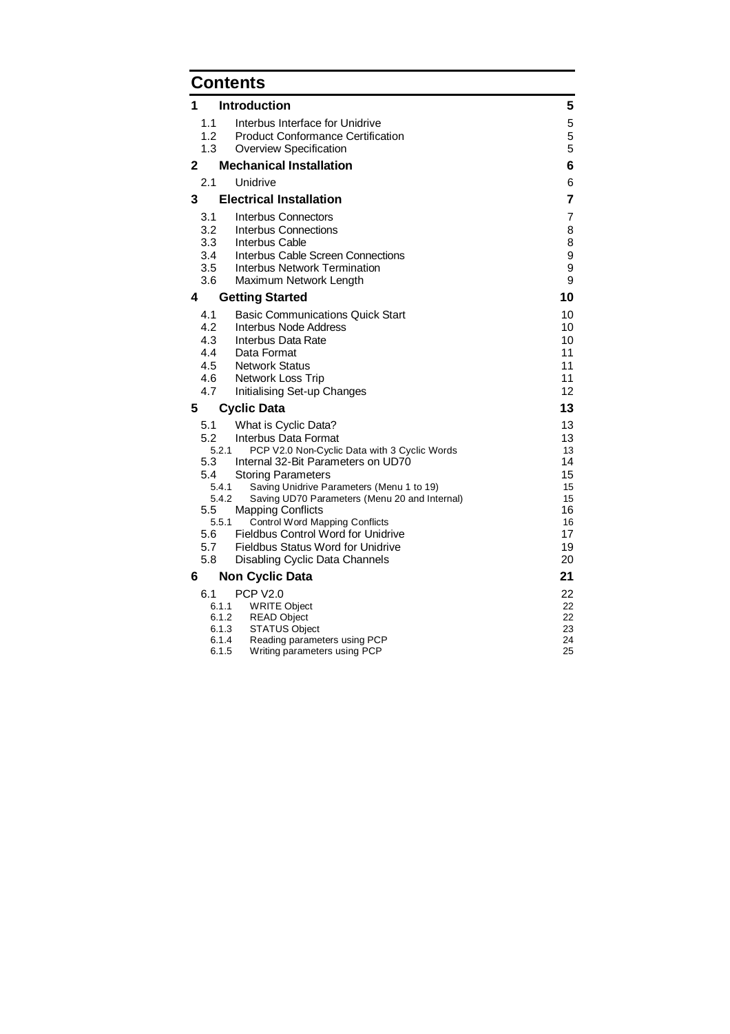# Contents

| | | |
|---|---|---|
| **1** | **Introduction** | **5** |
| 1.1 | Interbus Interface for Unidrive | 5 |
| 1.2 | Product Conformance Certification | 5 |
| 1.3 | Overview Specification | 5 |
| **2** | **Mechanical Installation** | **6** |
| 2.1 | Unidrive | 6 |
| **3** | **Electrical Installation** | **7** |
| 3.1 | Interbus Connectors | 7 |
| 3.2 | Interbus Connections | 8 |
| 3.3 | Interbus Cable | 8 |
| 3.4 | Interbus Cable Screen Connections | 9 |
| 3.5 | Interbus Network Termination | 9 |
| 3.6 | Maximum Network Length | 9 |
| **4** | **Getting Started** | **10** |
| 4.1 | Basic Communications Quick Start | 10 |
| 4.2 | Interbus Node Address | 10 |
| 4.3 | Interbus Data Rate | 10 |
| 4.4 | Data Format | 11 |
| 4.5 | Network Status | 11 |
| 4.6 | Network Loss Trip | 11 |
| 4.7 | Initialising Set-up Changes | 12 |
| **5** | **Cyclic Data** | **13** |
| 5.1 | What is Cyclic Data? | 13 |
| 5.2 | Interbus Data Format | 13 |
| 5.2.1 | PCP V2.0 Non-Cyclic Data with 3 Cyclic Words | 13 |
| 5.3 | Internal 32-Bit Parameters on UD70 | 14 |
| 5.4 | Storing Parameters | 15 |
| 5.4.1 | Saving Unidrive Parameters (Menu 1 to 19) | 15 |
| 5.4.2 | Saving UD70 Parameters (Menu 20 and Internal) | 15 |
| 5.5 | Mapping Conflicts | 16 |
| 5.5.1 | Control Word Mapping Conflicts | 16 |
| 5.6 | Fieldbus Control Word for Unidrive | 17 |
| 5.7 | Fieldbus Status Word for Unidrive | 19 |
| 5.8 | Disabling Cyclic Data Channels | 20 |
| **6** | **Non Cyclic Data** | **21** |
| 6.1 | PCP V2.0 | 22 |
| 6.1.1 | WRITE Object | 22 |
| 6.1.2 | READ Object | 22 |
| 6.1.3 | STATUS Object | 23 |
| 6.1.4 | Reading parameters using PCP | 24 |
| 6.1.5 | Writing parameters using PCP | 25 |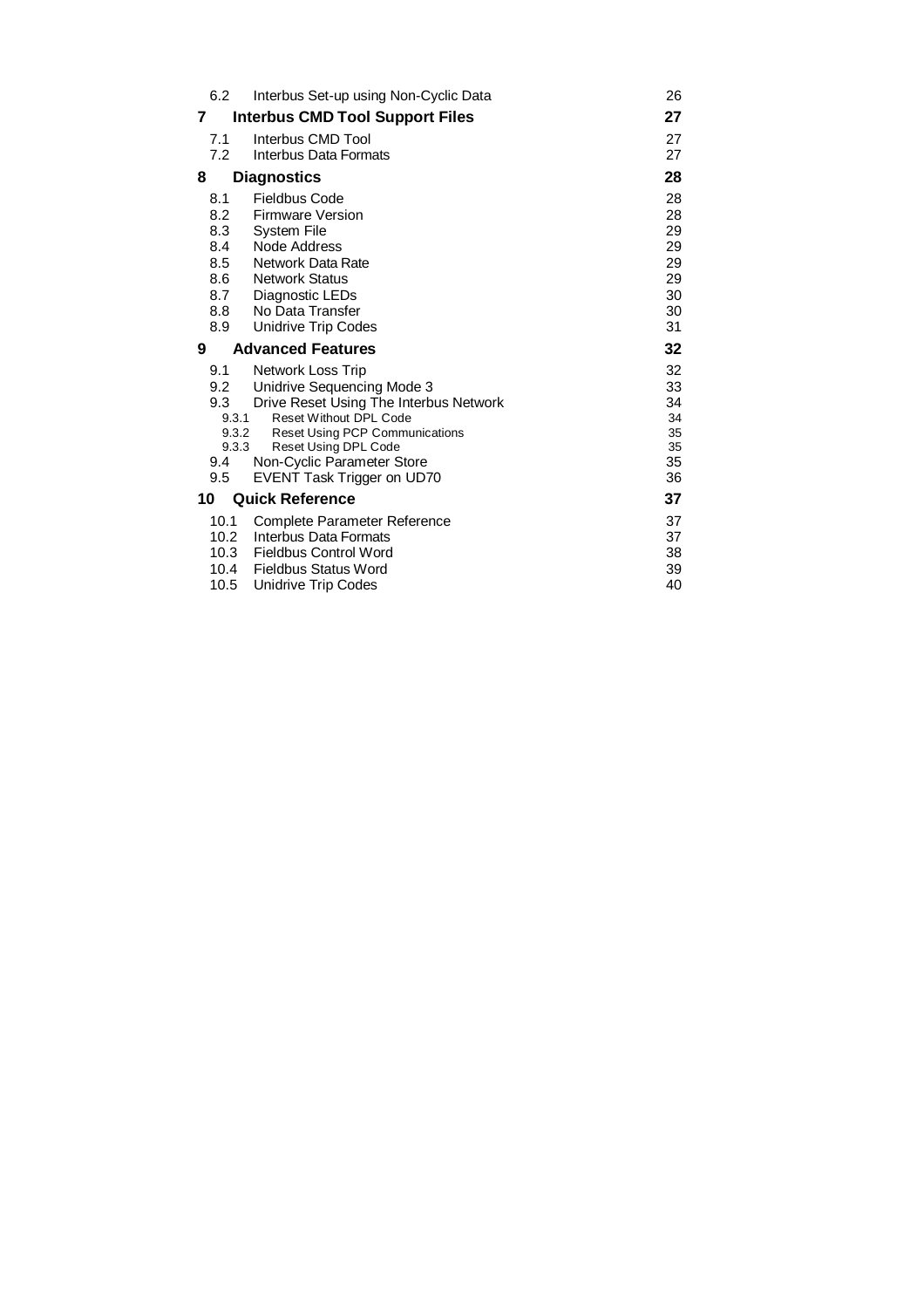| | | |
|---|---|---|
| 6.2 | Interbus Set-up using Non-Cyclic Data | 26 |
| **7** | **Interbus CMD Tool Support Files** | **27** |
| 7.1 | Interbus CMD Tool | 27 |
| 7.2 | Interbus Data Formats | 27 |
| **8** | **Diagnostics** | **28** |
| 8.1 | Fieldbus Code | 28 |
| 8.2 | Firmware Version | 28 |
| 8.3 | System File | 29 |
| 8.4 | Node Address | 29 |
| 8.5 | Network Data Rate | 29 |
| 8.6 | Network Status | 29 |
| 8.7 | Diagnostic LEDs | 30 |
| 8.8 | No Data Transfer | 30 |
| 8.9 | Unidrive Trip Codes | 31 |
| **9** | **Advanced Features** | **32** |
| 9.1 | Network Loss Trip | 32 |
| 9.2 | Unidrive Sequencing Mode 3 | 33 |
| 9.3 | Drive Reset Using The Interbus Network | 34 |
| 9.3.1 | Reset Without DPL Code | 34 |
| 9.3.2 | Reset Using PCP Communications | 35 |
| 9.3.3 | Reset Using DPL Code | 35 |
| 9.4 | Non-Cyclic Parameter Store | 35 |
| 9.5 | EVENT Task Trigger on UD70 | 36 |
| **10** | **Quick Reference** | **37** |
| 10.1 | Complete Parameter Reference | 37 |
| 10.2 | Interbus Data Formats | 37 |
| 10.3 | Fieldbus Control Word | 38 |
| 10.4 | Fieldbus Status Word | 39 |
| 10.5 | Unidrive Trip Codes | 40 |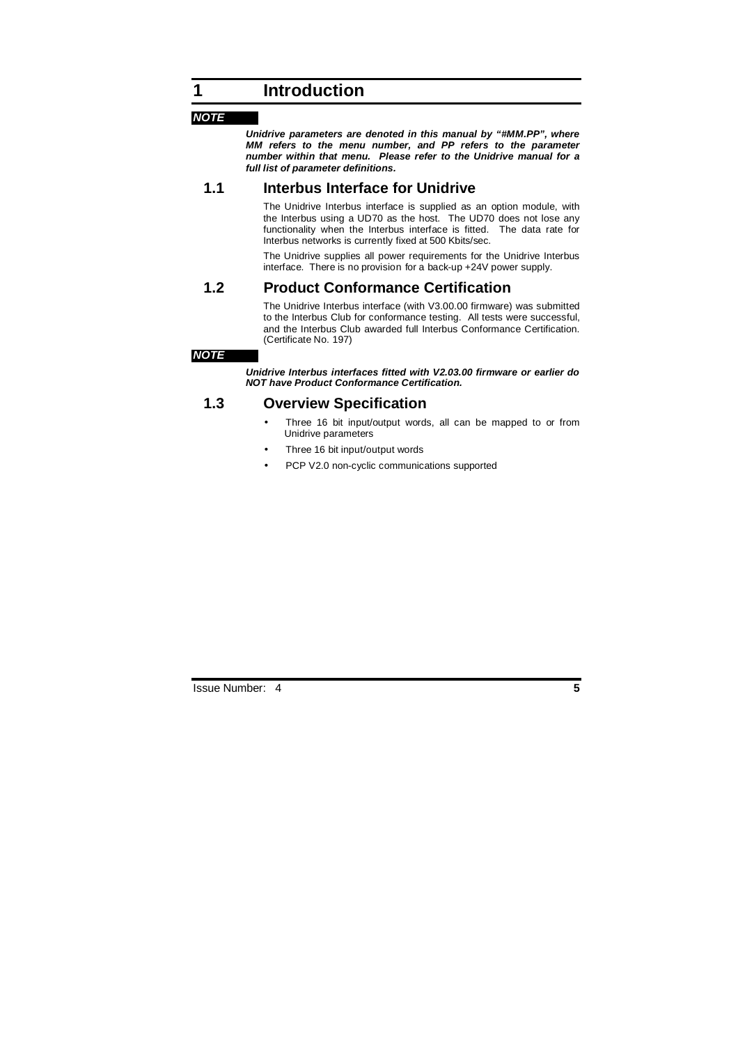# 1 Introduction

***NOTE***

***Unidrive parameters are denoted in this manual by "#MM.PP", where MM refers to the menu number, and PP refers to the parameter number within that menu. Please refer to the Unidrive manual for a full list of parameter definitions.***

## 1.1 Interbus Interface for Unidrive

The Unidrive Interbus interface is supplied as an option module, with the Interbus using a UD70 as the host. The UD70 does not lose any functionality when the Interbus interface is fitted. The data rate for Interbus networks is currently fixed at 500 Kbits/sec.

The Unidrive supplies all power requirements for the Unidrive Interbus interface. There is no provision for a back-up +24V power supply.

## 1.2 Product Conformance Certification

The Unidrive Interbus interface (with V3.00.00 firmware) was submitted to the Interbus Club for conformance testing. All tests were successful, and the Interbus Club awarded full Interbus Conformance Certification. (Certificate No. 197)

***NOTE***

***Unidrive Interbus interfaces fitted with V2.03.00 firmware or earlier do NOT have Product Conformance Certification.***

## 1.3 Overview Specification

- Three 16 bit input/output words, all can be mapped to or from Unidrive parameters
- Three 16 bit input/output words
- PCP V2.0 non-cyclic communications supported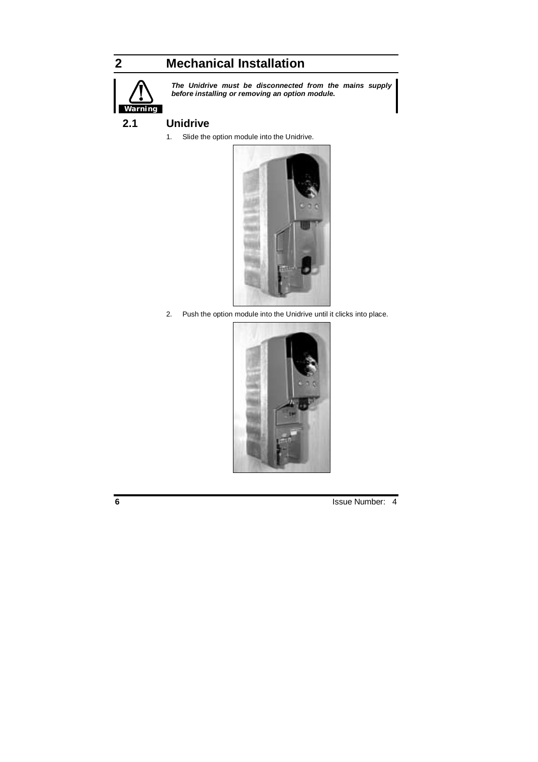# 2 Mechanical Installation

**Warning**

***The Unidrive must be disconnected from the mains supply before installing or removing an option module.***

## 2.1 Unidrive

1. Slide the option module into the Unidrive.

2. Push the option module into the Unidrive until it clicks into place.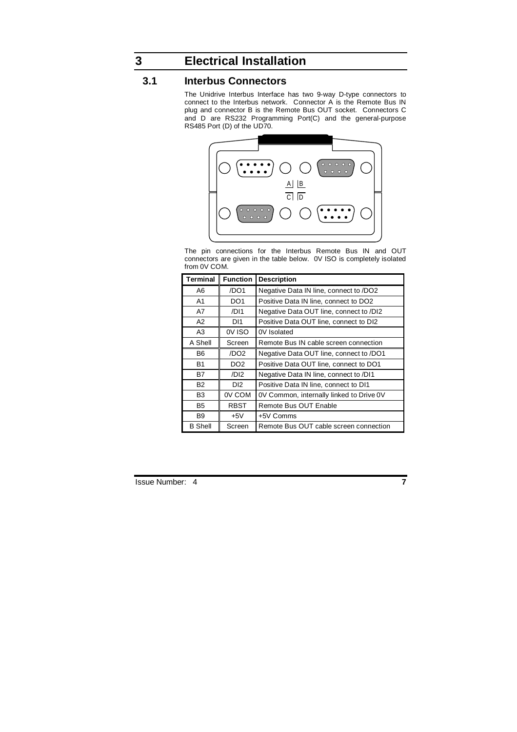# 3 Electrical Installation

## 3.1 Interbus Connectors

The Unidrive Interbus Interface has two 9-way D-type connectors to connect to the Interbus network. Connector A is the Remote Bus IN plug and connector B is the Remote Bus OUT socket. Connectors C and D are RS232 Programming Port(C) and the general-purpose RS485 Port (D) of the UD70.

The pin connections for the Interbus Remote Bus IN and OUT connectors are given in the table below. 0V ISO is completely isolated from 0V COM.

| Terminal | Function | Description |
|---|---|---|
| A6 | /DO1 | Negative Data IN line, connect to /DO2 |
| A1 | DO1 | Positive Data IN line, connect to DO2 |
| A7 | /DI1 | Negative Data OUT line, connect to /DI2 |
| A2 | DI1 | Positive Data OUT line, connect to DI2 |
| A3 | 0V ISO | 0V Isolated |
| A Shell | Screen | Remote Bus IN cable screen connection |
| B6 | /DO2 | Negative Data OUT line, connect to /DO1 |
| B1 | DO2 | Positive Data OUT line, connect to DO1 |
| B7 | /DI2 | Negative Data IN line, connect to /DI1 |
| B2 | DI2 | Positive Data IN line, connect to DI1 |
| B3 | 0V COM | 0V Common, internally linked to Drive 0V |
| B5 | RBST | Remote Bus OUT Enable |
| B9 | +5V | +5V Comms |
| B Shell | Screen | Remote Bus OUT cable screen connection |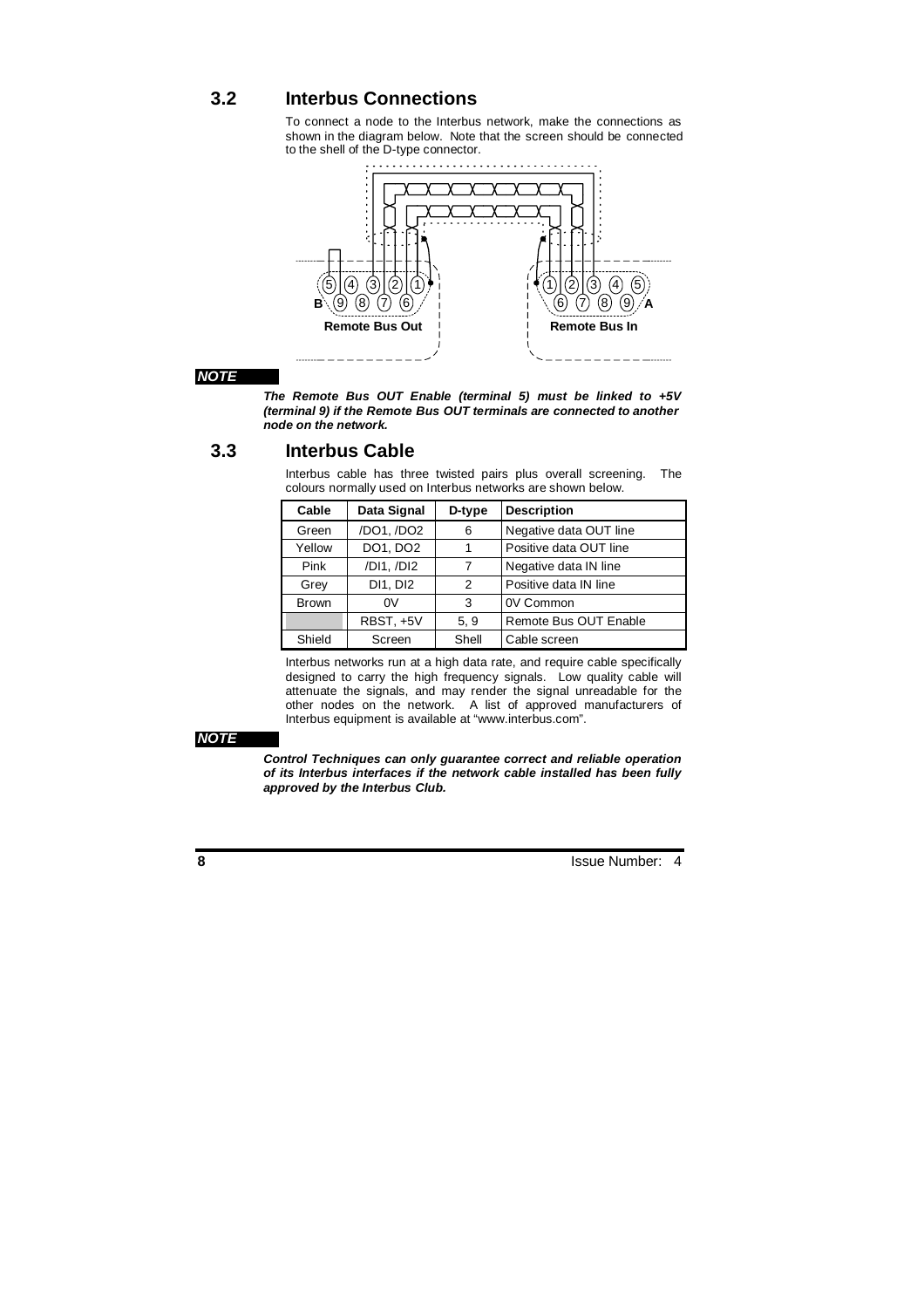## 3.2 Interbus Connections

To connect a node to the Interbus network, make the connections as shown in the diagram below. Note that the screen should be connected to the shell of the D-type connector.

**NOTE**

***The Remote Bus OUT Enable (terminal 5) must be linked to +5V (terminal 9) if the Remote Bus OUT terminals are connected to another node on the network.***

## 3.3 Interbus Cable

Interbus cable has three twisted pairs plus overall screening. The colours normally used on Interbus networks are shown below.

| Cable | Data Signal | D-type | Description |
|---|---|---|---|
| Green | /DO1, /DO2 | 6 | Negative data OUT line |
| Yellow | DO1, DO2 | 1 | Positive data OUT line |
| Pink | /DI1, /DI2 | 7 | Negative data IN line |
| Grey | DI1, DI2 | 2 | Positive data IN line |
| Brown | 0V | 3 | 0V Common |
| | RBST, +5V | 5, 9 | Remote Bus OUT Enable |
| Shield | Screen | Shell | Cable screen |

Interbus networks run at a high data rate, and require cable specifically designed to carry the high frequency signals. Low quality cable will attenuate the signals, and may render the signal unreadable for the other nodes on the network. A list of approved manufacturers of Interbus equipment is available at "www.interbus.com".

**NOTE**

***Control Techniques can only guarantee correct and reliable operation of its Interbus interfaces if the network cable installed has been fully approved by the Interbus Club.***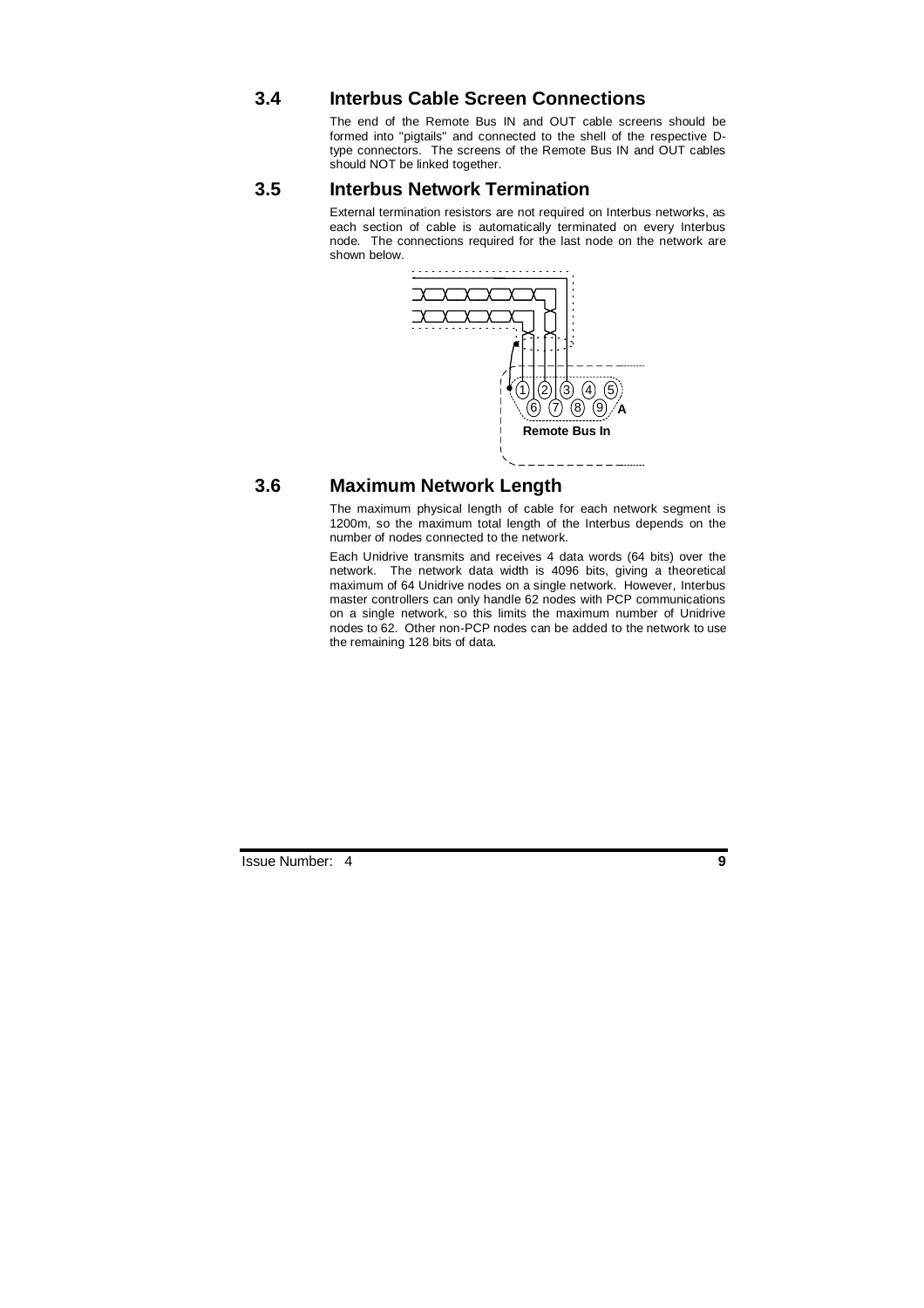## 3.4 Interbus Cable Screen Connections

The end of the Remote Bus IN and OUT cable screens should be formed into "pigtails" and connected to the shell of the respective D-type connectors. The screens of the Remote Bus IN and OUT cables should NOT be linked together.

## 3.5 Interbus Network Termination

External termination resistors are not required on Interbus networks, as each section of cable is automatically terminated on every Interbus node. The connections required for the last node on the network are shown below.

## 3.6 Maximum Network Length

The maximum physical length of cable for each network segment is 1200m, so the maximum total length of the Interbus depends on the number of nodes connected to the network.

Each Unidrive transmits and receives 4 data words (64 bits) over the network. The network data width is 4096 bits, giving a theoretical maximum of 64 Unidrive nodes on a single network. However, Interbus master controllers can only handle 62 nodes with PCP communications on a single network, so this limits the maximum number of Unidrive nodes to 62. Other non-PCP nodes can be added to the network to use the remaining 128 bits of data.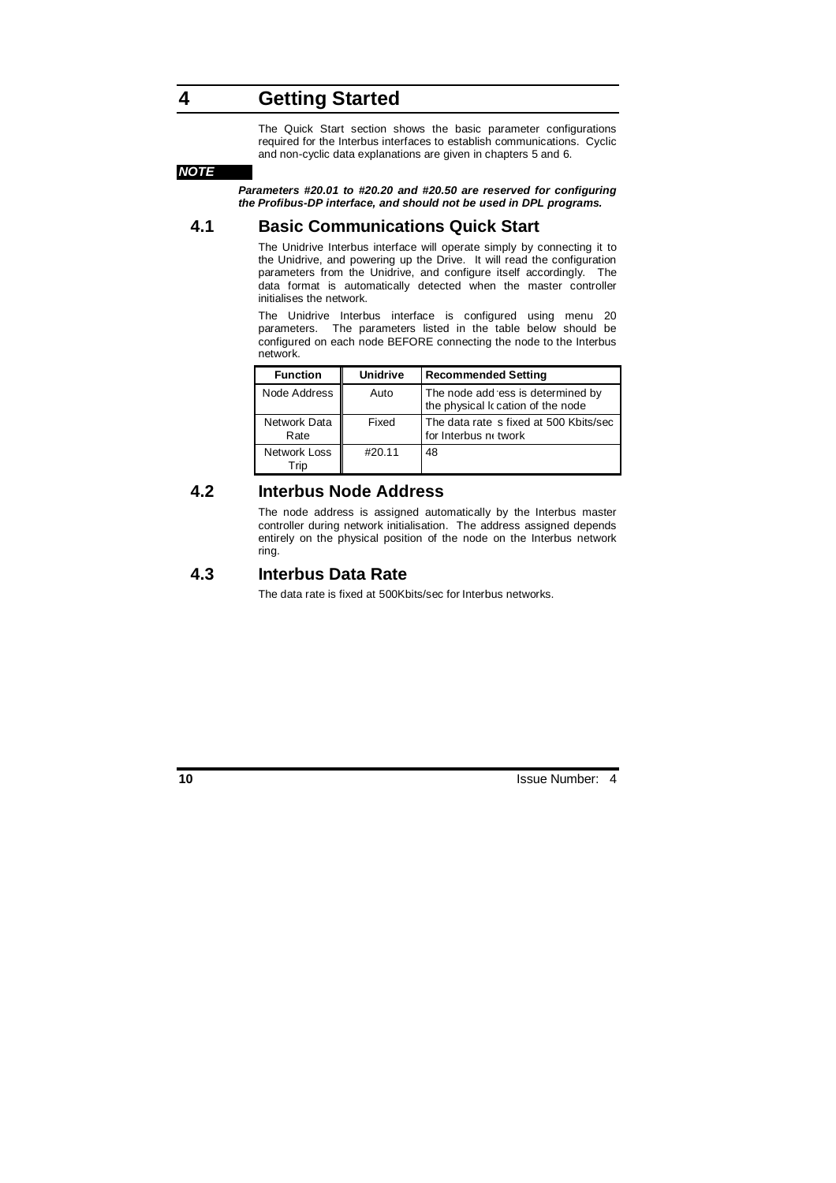# 4 Getting Started

The Quick Start section shows the basic parameter configurations required for the Interbus interfaces to establish communications. Cyclic and non-cyclic data explanations are given in chapters 5 and 6.

***NOTE***

***Parameters #20.01 to #20.20 and #20.50 are reserved for configuring the Profibus-DP interface, and should not be used in DPL programs.***

## 4.1 Basic Communications Quick Start

The Unidrive Interbus interface will operate simply by connecting it to the Unidrive, and powering up the Drive. It will read the configuration parameters from the Unidrive, and configure itself accordingly. The data format is automatically detected when the master controller initialises the network.

The Unidrive Interbus interface is configured using menu 20 parameters. The parameters listed in the table below should be configured on each node BEFORE connecting the node to the Interbus network.

| Function | Unidrive | Recommended Setting |
|---|---|---|
| Node Address | Auto | The node address is determined by the physical location of the node |
| Network Data Rate | Fixed | The data rate is fixed at 500 Kbits/sec for Interbus network |
| Network Loss Trip | #20.11 | 48 |

## 4.2 Interbus Node Address

The node address is assigned automatically by the Interbus master controller during network initialisation. The address assigned depends entirely on the physical position of the node on the Interbus network ring.

## 4.3 Interbus Data Rate

The data rate is fixed at 500Kbits/sec for Interbus networks.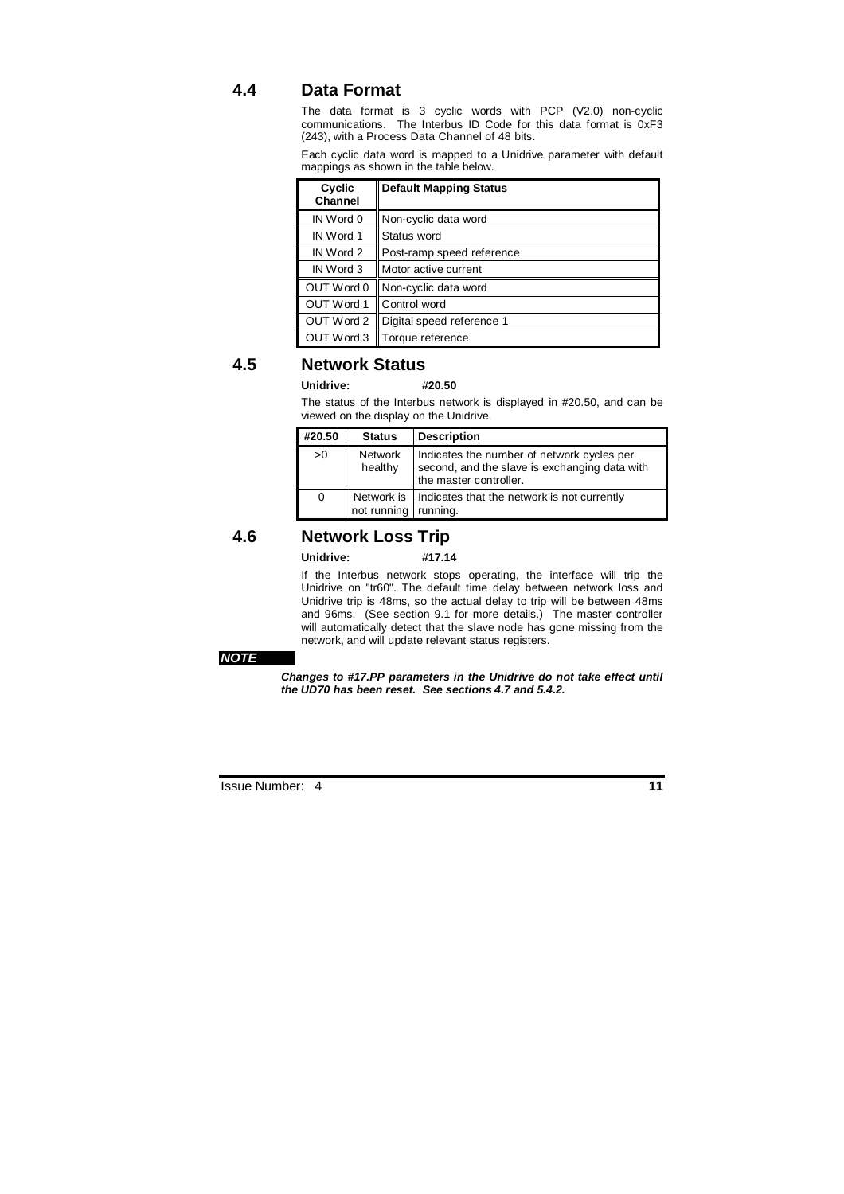## 4.4 Data Format

The data format is 3 cyclic words with PCP (V2.0) non-cyclic communications. The Interbus ID Code for this data format is 0xF3 (243), with a Process Data Channel of 48 bits.

Each cyclic data word is mapped to a Unidrive parameter with default mappings as shown in the table below.

| Cyclic Channel | Default Mapping Status |
|---|---|
| IN Word 0 | Non-cyclic data word |
| IN Word 1 | Status word |
| IN Word 2 | Post-ramp speed reference |
| IN Word 3 | Motor active current |
| OUT Word 0 | Non-cyclic data word |
| OUT Word 1 | Control word |
| OUT Word 2 | Digital speed reference 1 |
| OUT Word 3 | Torque reference |

## 4.5 Network Status

**Unidrive: #20.50**

The status of the Interbus network is displayed in #20.50, and can be viewed on the display on the Unidrive.

| #20.50 | Status | Description |
|---|---|---|
| >0 | Network healthy | Indicates the number of network cycles per second, and the slave is exchanging data with the master controller. |
| 0 | Network is not running | Indicates that the network is not currently running. |

## 4.6 Network Loss Trip

**Unidrive: #17.14**

If the Interbus network stops operating, the interface will trip the Unidrive on "tr60". The default time delay between network loss and Unidrive trip is 48ms, so the actual delay to trip will be between 48ms and 96ms. (See section 9.1 for more details.) The master controller will automatically detect that the slave node has gone missing from the network, and will update relevant status registers.

***NOTE***

***Changes to #17.PP parameters in the Unidrive do not take effect until the UD70 has been reset. See sections 4.7 and 5.4.2.***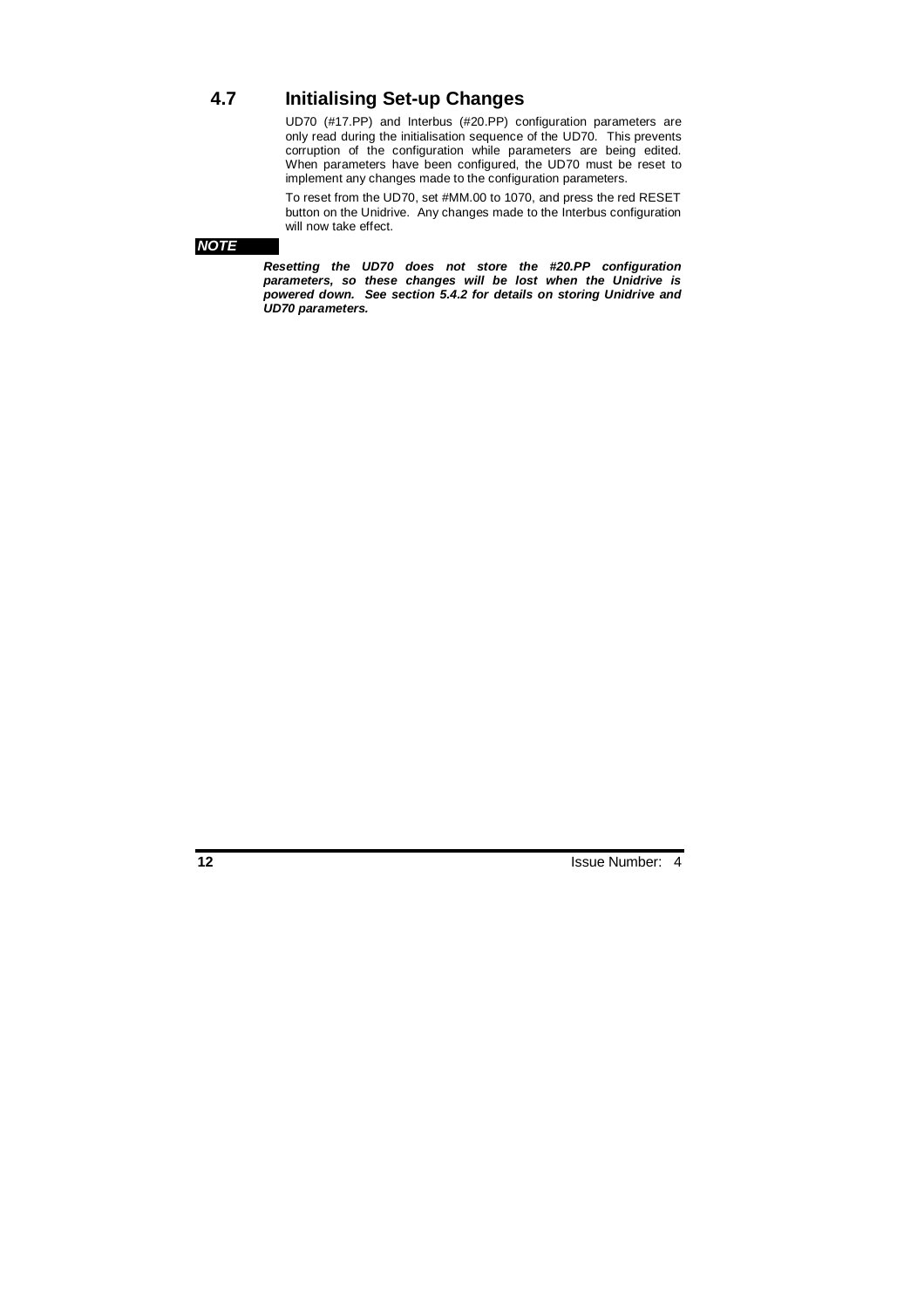## 4.7 Initialising Set-up Changes

UD70 (#17.PP) and Interbus (#20.PP) configuration parameters are only read during the initialisation sequence of the UD70. This prevents corruption of the configuration while parameters are being edited. When parameters have been configured, the UD70 must be reset to implement any changes made to the configuration parameters.

To reset from the UD70, set #MM.00 to 1070, and press the red RESET button on the Unidrive. Any changes made to the Interbus configuration will now take effect.

***NOTE***

***Resetting the UD70 does not store the #20.PP configuration parameters, so these changes will be lost when the Unidrive is powered down. See section 5.4.2 for details on storing Unidrive and UD70 parameters.***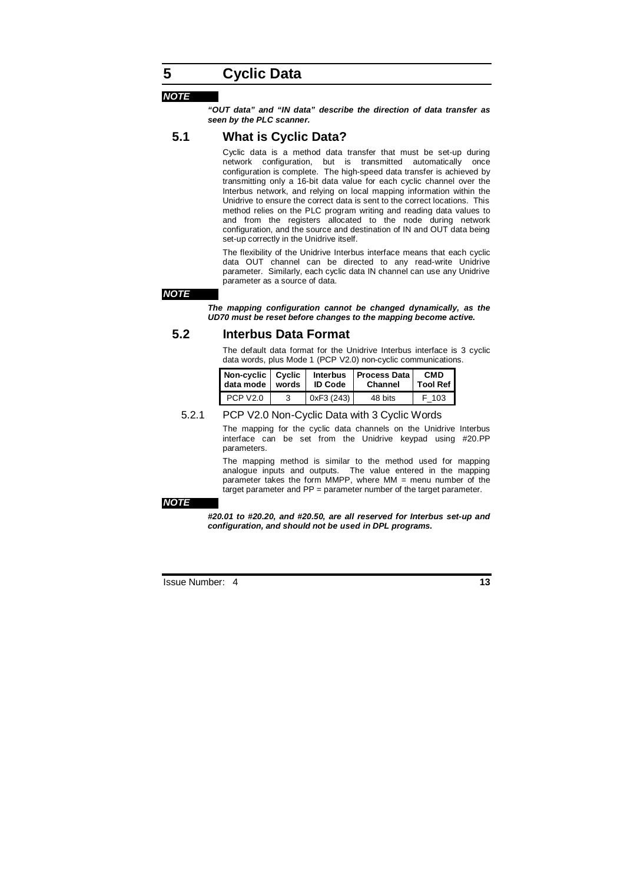# 5 Cyclic Data

***NOTE***

***"OUT data" and "IN data" describe the direction of data transfer as seen by the PLC scanner.***

## 5.1 What is Cyclic Data?

Cyclic data is a method data transfer that must be set-up during network configuration, but is transmitted automatically once configuration is complete. The high-speed data transfer is achieved by transmitting only a 16-bit data value for each cyclic channel over the Interbus network, and relying on local mapping information within the Unidrive to ensure the correct data is sent to the correct locations. This method relies on the PLC program writing and reading data values to and from the registers allocated to the node during network configuration, and the source and destination of IN and OUT data being set-up correctly in the Unidrive itself.

The flexibility of the Unidrive Interbus interface means that each cyclic data OUT channel can be directed to any read-write Unidrive parameter. Similarly, each cyclic data IN channel can use any Unidrive parameter as a source of data.

***NOTE***

***The mapping configuration cannot be changed dynamically, as the UD70 must be reset before changes to the mapping become active.***

## 5.2 Interbus Data Format

The default data format for the Unidrive Interbus interface is 3 cyclic data words, plus Mode 1 (PCP V2.0) non-cyclic communications.

| Non-cyclic data mode | Cyclic words | Interbus ID Code | Process Data Channel | CMD Tool Ref |
|---|---|---|---|---|
| PCP V2.0 | 3 | 0xF3 (243) | 48 bits | F_103 |

### 5.2.1 PCP V2.0 Non-Cyclic Data with 3 Cyclic Words

The mapping for the cyclic data channels on the Unidrive Interbus interface can be set from the Unidrive keypad using #20.PP parameters.

The mapping method is similar to the method used for mapping analogue inputs and outputs. The value entered in the mapping parameter takes the form MMPP, where MM = menu number of the target parameter and PP = parameter number of the target parameter.

***NOTE***

***#20.01 to #20.20, and #20.50, are all reserved for Interbus set-up and configuration, and should not be used in DPL programs.***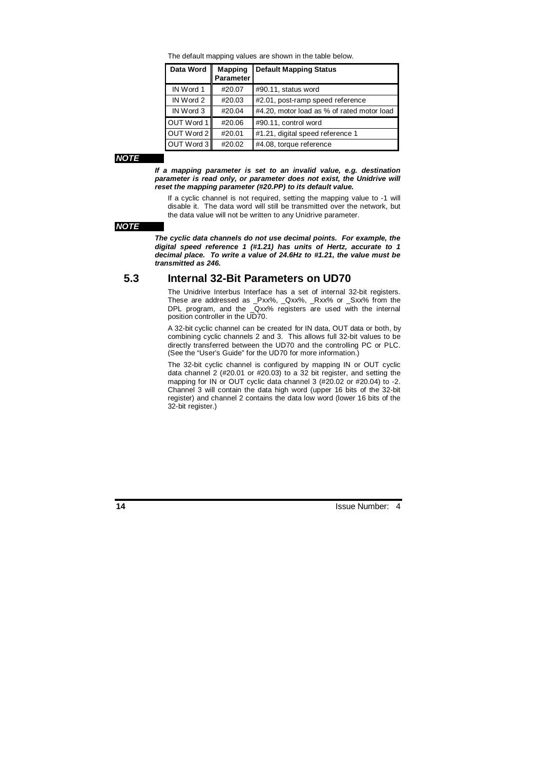The default mapping values are shown in the table below.

| Data Word | Mapping Parameter | Default Mapping Status |
|---|---|---|
| IN Word 1 | #20.07 | #90.11, status word |
| IN Word 2 | #20.03 | #2.01, post-ramp speed reference |
| IN Word 3 | #20.04 | #4.20, motor load as % of rated motor load |
| OUT Word 1 | #20.06 | #90.11, control word |
| OUT Word 2 | #20.01 | #1.21, digital speed reference 1 |
| OUT Word 3 | #20.02 | #4.08, torque reference |

***NOTE***

***If a mapping parameter is set to an invalid value, e.g. destination parameter is read only, or parameter does not exist, the Unidrive will reset the mapping parameter (#20.PP) to its default value.***

If a cyclic channel is not required, setting the mapping value to -1 will disable it. The data word will still be transmitted over the network, but the data value will not be written to any Unidrive parameter.

***NOTE***

***The cyclic data channels do not use decimal points. For example, the digital speed reference 1 (#1.21) has units of Hertz, accurate to 1 decimal place. To write a value of 24.6Hz to #1.21, the value must be transmitted as 246.***

## 5.3 Internal 32-Bit Parameters on UD70

The Unidrive Interbus Interface has a set of internal 32-bit registers. These are addressed as _Pxx%, _Qxx%, _Rxx% or _Sxx% from the DPL program, and the _Qxx% registers are used with the internal position controller in the UD70.

A 32-bit cyclic channel can be created for IN data, OUT data or both, by combining cyclic channels 2 and 3. This allows full 32-bit values to be directly transferred between the UD70 and the controlling PC or PLC. (See the "User's Guide" for the UD70 for more information.)

The 32-bit cyclic channel is configured by mapping IN or OUT cyclic data channel 2 (#20.01 or #20.03) to a 32 bit register, and setting the mapping for IN or OUT cyclic data channel 3 (#20.02 or #20.04) to -2. Channel 3 will contain the data high word (upper 16 bits of the 32-bit register) and channel 2 contains the data low word (lower 16 bits of the 32-bit register.)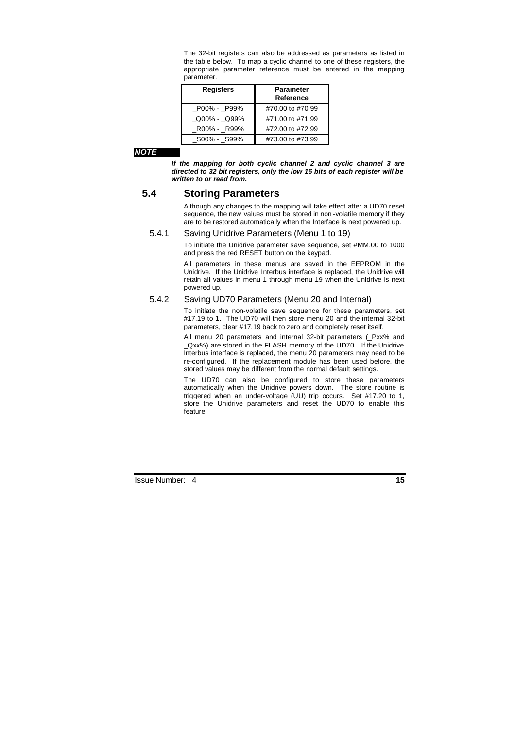The 32-bit registers can also be addressed as parameters as listed in the table below. To map a cyclic channel to one of these registers, the appropriate parameter reference must be entered in the mapping parameter.

| Registers | Parameter Reference |
|---|---|
| _P00% - _P99% | #70.00 to #70.99 |
| _Q00% - _Q99% | #71.00 to #71.99 |
| _R00% - _R99% | #72.00 to #72.99 |
| _S00% - _S99% | #73.00 to #73.99 |

***NOTE***

***If the mapping for both cyclic channel 2 and cyclic channel 3 are directed to 32 bit registers, only the low 16 bits of each register will be written to or read from.***

## 5.4 Storing Parameters

Although any changes to the mapping will take effect after a UD70 reset sequence, the new values must be stored in non-volatile memory if they are to be restored automatically when the Interface is next powered up.

### 5.4.1 Saving Unidrive Parameters (Menu 1 to 19)

To initiate the Unidrive parameter save sequence, set #MM.00 to 1000 and press the red RESET button on the keypad.

All parameters in these menus are saved in the EEPROM in the Unidrive. If the Unidrive Interbus interface is replaced, the Unidrive will retain all values in menu 1 through menu 19 when the Unidrive is next powered up.

### 5.4.2 Saving UD70 Parameters (Menu 20 and Internal)

To initiate the non-volatile save sequence for these parameters, set #17.19 to 1. The UD70 will then store menu 20 and the internal 32-bit parameters, clear #17.19 back to zero and completely reset itself.

All menu 20 parameters and internal 32-bit parameters (_Pxx% and _Qxx%) are stored in the FLASH memory of the UD70. If the Unidrive Interbus interface is replaced, the menu 20 parameters may need to be re-configured. If the replacement module has been used before, the stored values may be different from the normal default settings.

The UD70 can also be configured to store these parameters automatically when the Unidrive powers down. The store routine is triggered when an under-voltage (UU) trip occurs. Set #17.20 to 1, store the Unidrive parameters and reset the UD70 to enable this feature.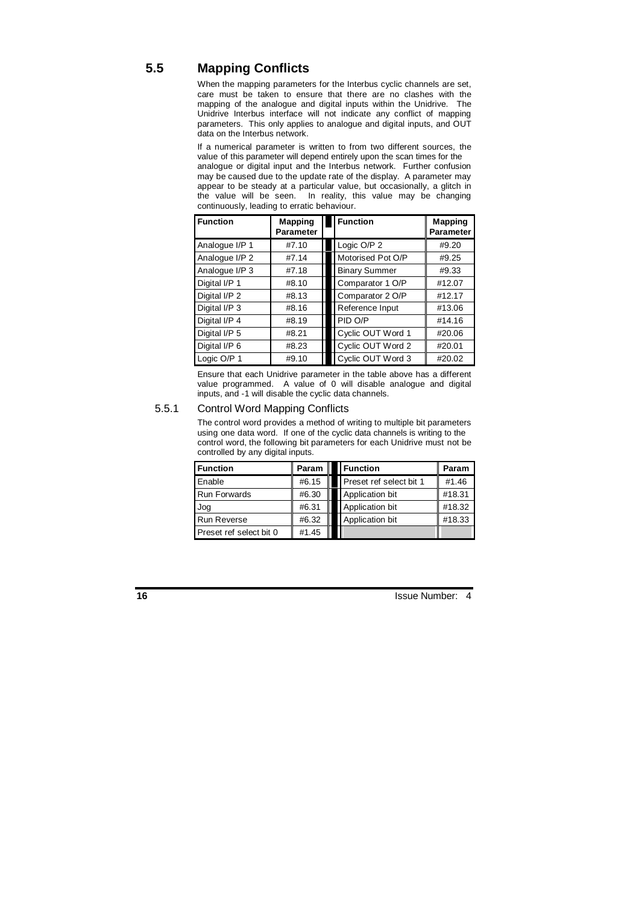## 5.5 Mapping Conflicts

When the mapping parameters for the Interbus cyclic channels are set, care must be taken to ensure that there are no clashes with the mapping of the analogue and digital inputs within the Unidrive. The Unidrive Interbus interface will not indicate any conflict of mapping parameters. This only applies to analogue and digital inputs, and OUT data on the Interbus network.

If a numerical parameter is written to from two different sources, the value of this parameter will depend entirely upon the scan times for the analogue or digital input and the Interbus network. Further confusion may be caused due to the update rate of the display. A parameter may appear to be steady at a particular value, but occasionally, a glitch in the value will be seen. In reality, this value may be changing continuously, leading to erratic behaviour.

| Function | Mapping Parameter | Function | Mapping Parameter |
|---|---|---|---|
| Analogue I/P 1 | #7.10 | Logic O/P 2 | #9.20 |
| Analogue I/P 2 | #7.14 | Motorised Pot O/P | #9.25 |
| Analogue I/P 3 | #7.18 | Binary Summer | #9.33 |
| Digital I/P 1 | #8.10 | Comparator 1 O/P | #12.07 |
| Digital I/P 2 | #8.13 | Comparator 2 O/P | #12.17 |
| Digital I/P 3 | #8.16 | Reference Input | #13.06 |
| Digital I/P 4 | #8.19 | PID O/P | #14.16 |
| Digital I/P 5 | #8.21 | Cyclic OUT Word 1 | #20.06 |
| Digital I/P 6 | #8.23 | Cyclic OUT Word 2 | #20.01 |
| Logic O/P 1 | #9.10 | Cyclic OUT Word 3 | #20.02 |

Ensure that each Unidrive parameter in the table above has a different value programmed. A value of 0 will disable analogue and digital inputs, and -1 will disable the cyclic data channels.

### 5.5.1 Control Word Mapping Conflicts

The control word provides a method of writing to multiple bit parameters using one data word. If one of the cyclic data channels is writing to the control word, the following bit parameters for each Unidrive must not be controlled by any digital inputs.

| Function | Param | Function | Param |
|---|---|---|---|
| Enable | #6.15 | Preset ref select bit 1 | #1.46 |
| Run Forwards | #6.30 | Application bit | #18.31 |
| Jog | #6.31 | Application bit | #18.32 |
| Run Reverse | #6.32 | Application bit | #18.33 |
| Preset ref select bit 0 | #1.45 | | |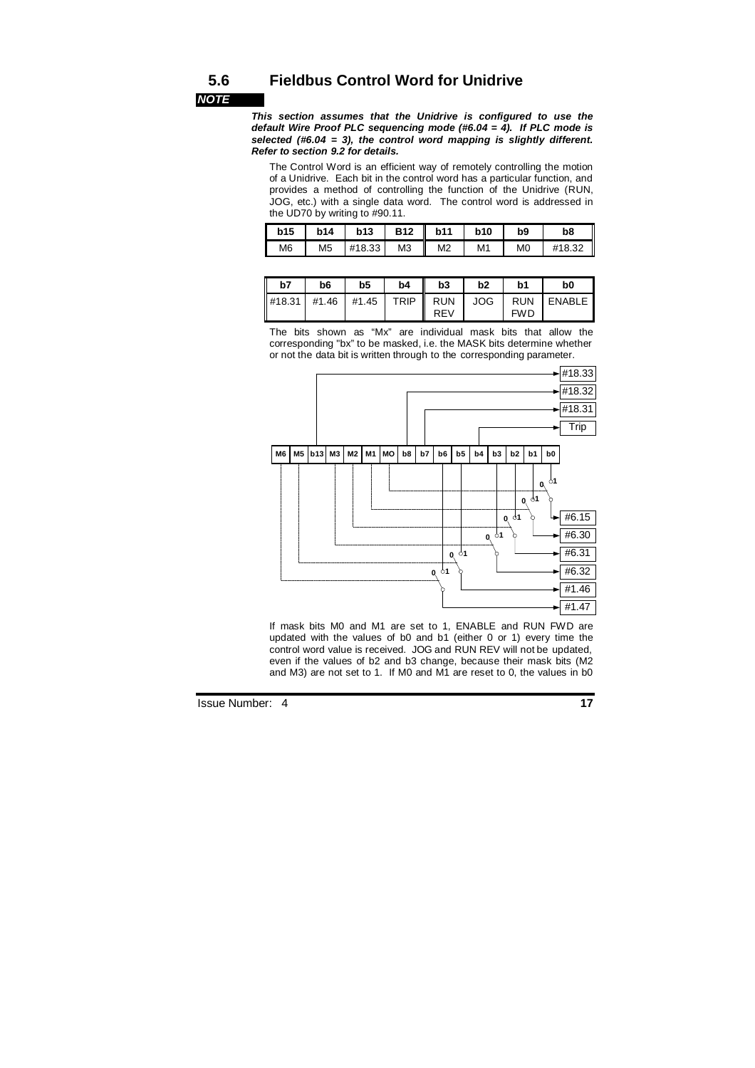## 5.6 Fieldbus Control Word for Unidrive

***NOTE***

***This section assumes that the Unidrive is configured to use the default Wire Proof PLC sequencing mode (#6.04 = 4). If PLC mode is selected (#6.04 = 3), the control word mapping is slightly different. Refer to section 9.2 for details.***

The Control Word is an efficient way of remotely controlling the motion of a Unidrive. Each bit in the control word has a particular function, and provides a method of controlling the function of the Unidrive (RUN, JOG, etc.) with a single data word. The control word is addressed in the UD70 by writing to #90.11.

| b15 | b14 | b13 | B12 | b11 | b10 | b9 | b8 |
|---|---|---|---|---|---|---|---|
| M6 | M5 | #18.33 | M3 | M2 | M1 | M0 | #18.32 |

| b7 | b6 | b5 | b4 | b3 | b2 | b1 | b0 |
|---|---|---|---|---|---|---|---|
| #18.31 | #1.46 | #1.45 | TRIP | RUN REV | JOG | RUN FWD | ENABLE |

The bits shown as "Mx" are individual mask bits that allow the corresponding "bx" to be masked, i.e. the MASK bits determine whether or not the data bit is written through to the corresponding parameter.

M6 | M5 | b13 | M3 | M2 | M1 | MO | b8 | b7 | b6 | b5 | b4 | b3 | b2 | b1 | b0

#18.33, #18.32, #18.31, Trip, #6.15, #6.30, #6.31, #6.32, #1.46, #1.47

If mask bits M0 and M1 are set to 1, ENABLE and RUN FWD are updated with the values of b0 and b1 (either 0 or 1) every time the control word value is received. JOG and RUN REV will not be updated, even if the values of b2 and b3 change, because their mask bits (M2 and M3) are not set to 1. If M0 and M1 are reset to 0, the values in b0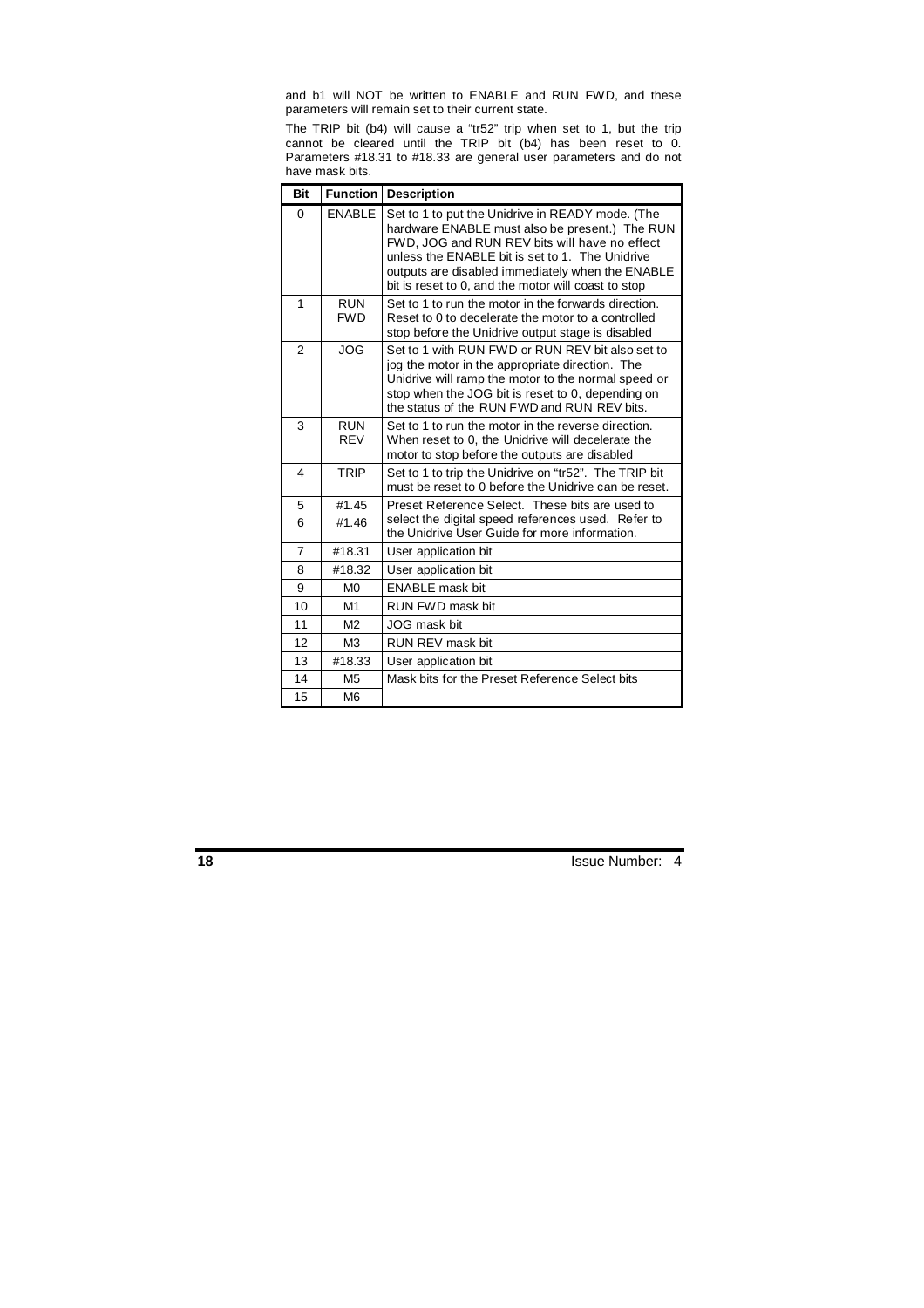and b1 will NOT be written to ENABLE and RUN FWD, and these parameters will remain set to their current state.

The TRIP bit (b4) will cause a "tr52" trip when set to 1, but the trip cannot be cleared until the TRIP bit (b4) has been reset to 0. Parameters #18.31 to #18.33 are general user parameters and do not have mask bits.

| Bit | Function | Description |
|---|---|---|
| 0 | ENABLE | Set to 1 to put the Unidrive in READY mode. (The hardware ENABLE must also be present.) The RUN FWD, JOG and RUN REV bits will have no effect unless the ENABLE bit is set to 1. The Unidrive outputs are disabled immediately when the ENABLE bit is reset to 0, and the motor will coast to stop |
| 1 | RUN FWD | Set to 1 to run the motor in the forwards direction. Reset to 0 to decelerate the motor to a controlled stop before the Unidrive output stage is disabled |
| 2 | JOG | Set to 1 with RUN FWD or RUN REV bit also set to jog the motor in the appropriate direction. The Unidrive will ramp the motor to the normal speed or stop when the JOG bit is reset to 0, depending on the status of the RUN FWD and RUN REV bits. |
| 3 | RUN REV | Set to 1 to run the motor in the reverse direction. When reset to 0, the Unidrive will decelerate the motor to stop before the outputs are disabled |
| 4 | TRIP | Set to 1 to trip the Unidrive on "tr52". The TRIP bit must be reset to 0 before the Unidrive can be reset. |
| 5 | #1.45 | Preset Reference Select. These bits are used to select the digital speed references used. Refer to the Unidrive User Guide for more information. |
| 6 | #1.46 | |
| 7 | #18.31 | User application bit |
| 8 | #18.32 | User application bit |
| 9 | M0 | ENABLE mask bit |
| 10 | M1 | RUN FWD mask bit |
| 11 | M2 | JOG mask bit |
| 12 | M3 | RUN REV mask bit |
| 13 | #18.33 | User application bit |
| 14 | M5 | Mask bits for the Preset Reference Select bits |
| 15 | M6 | |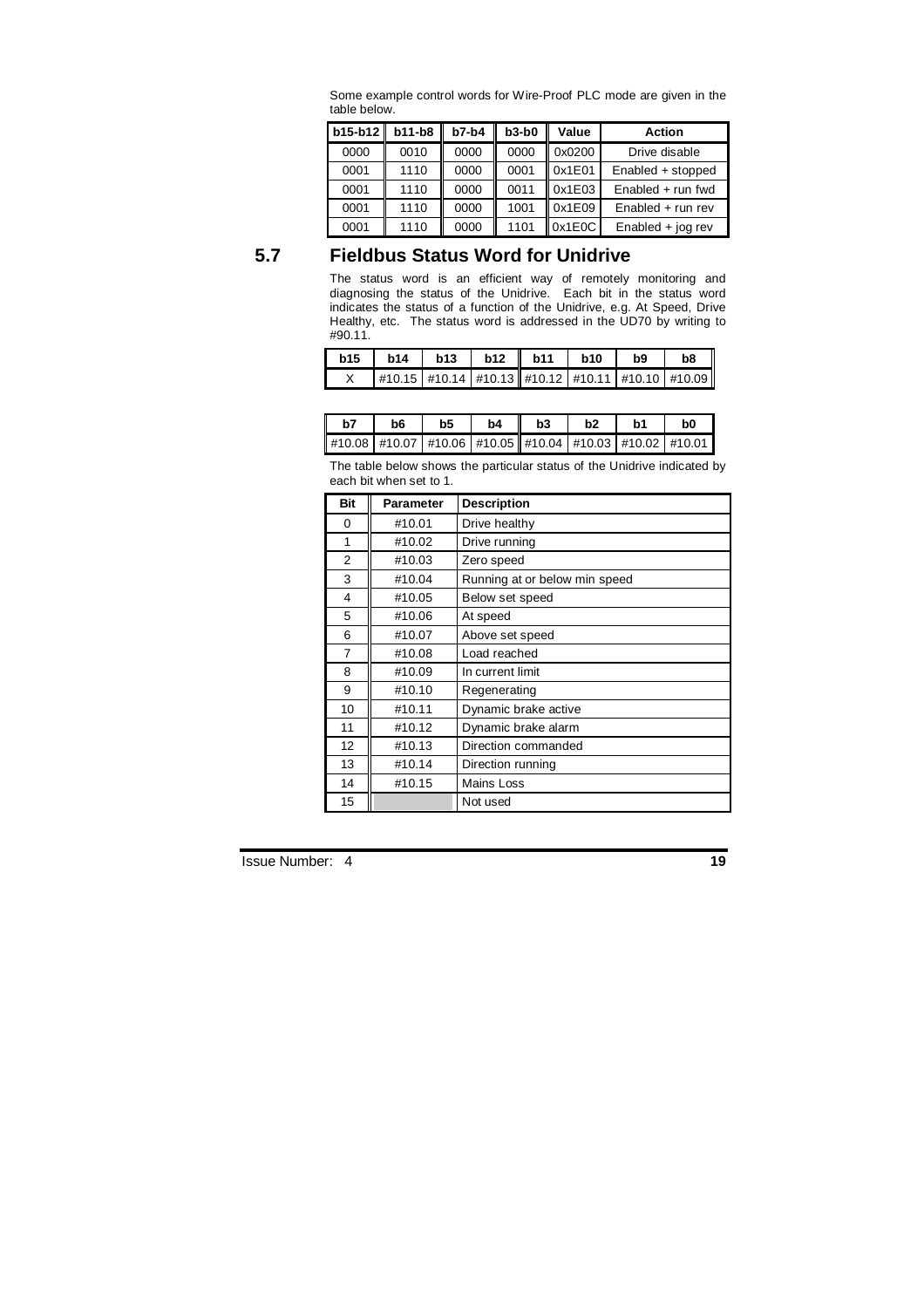Some example control words for Wire-Proof PLC mode are given in the table below.

| b15-b12 | b11-b8 | b7-b4 | b3-b0 | Value | Action |
|---|---|---|---|---|---|
| 0000 | 0010 | 0000 | 0000 | 0x0200 | Drive disable |
| 0001 | 1110 | 0000 | 0001 | 0x1E01 | Enabled + stopped |
| 0001 | 1110 | 0000 | 0011 | 0x1E03 | Enabled + run fwd |
| 0001 | 1110 | 0000 | 1001 | 0x1E09 | Enabled + run rev |
| 0001 | 1110 | 0000 | 1101 | 0x1E0C | Enabled + jog rev |

## 5.7 Fieldbus Status Word for Unidrive

The status word is an efficient way of remotely monitoring and diagnosing the status of the Unidrive. Each bit in the status word indicates the status of a function of the Unidrive, e.g. At Speed, Drive Healthy, etc. The status word is addressed in the UD70 by writing to #90.11.

| b15 | b14 | b13 | b12 | b11 | b10 | b9 | b8 |
|---|---|---|---|---|---|---|---|
| X | #10.15 | #10.14 | #10.13 | #10.12 | #10.11 | #10.10 | #10.09 |

| b7 | b6 | b5 | b4 | b3 | b2 | b1 | b0 |
|---|---|---|---|---|---|---|---|
| #10.08 | #10.07 | #10.06 | #10.05 | #10.04 | #10.03 | #10.02 | #10.01 |

The table below shows the particular status of the Unidrive indicated by each bit when set to 1.

| Bit | Parameter | Description |
|---|---|---|
| 0 | #10.01 | Drive healthy |
| 1 | #10.02 | Drive running |
| 2 | #10.03 | Zero speed |
| 3 | #10.04 | Running at or below min speed |
| 4 | #10.05 | Below set speed |
| 5 | #10.06 | At speed |
| 6 | #10.07 | Above set speed |
| 7 | #10.08 | Load reached |
| 8 | #10.09 | In current limit |
| 9 | #10.10 | Regenerating |
| 10 | #10.11 | Dynamic brake active |
| 11 | #10.12 | Dynamic brake alarm |
| 12 | #10.13 | Direction commanded |
| 13 | #10.14 | Direction running |
| 14 | #10.15 | Mains Loss |
| 15 | | Not used |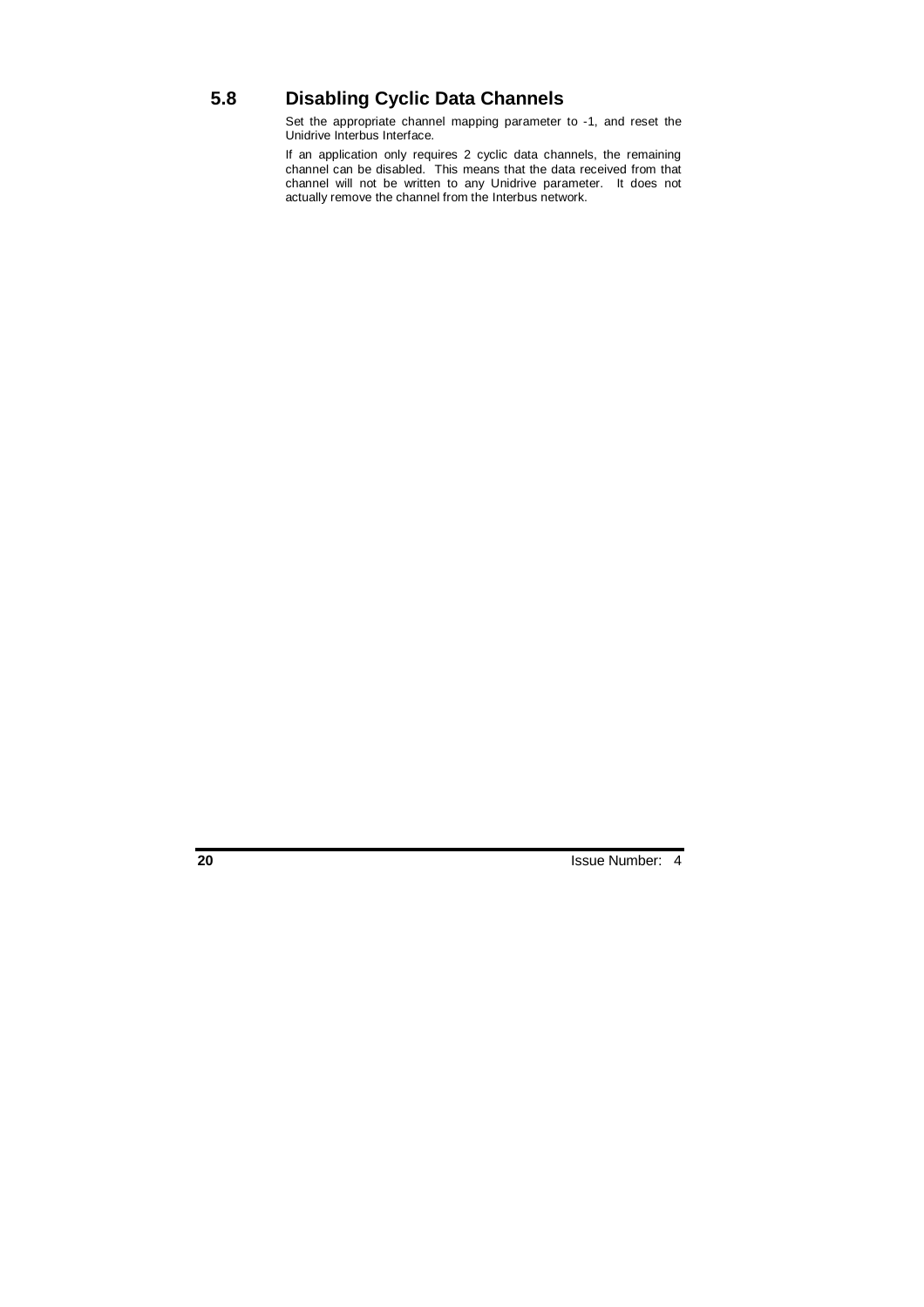## 5.8 Disabling Cyclic Data Channels

Set the appropriate channel mapping parameter to -1, and reset the Unidrive Interbus Interface.

If an application only requires 2 cyclic data channels, the remaining channel can be disabled. This means that the data received from that channel will not be written to any Unidrive parameter. It does not actually remove the channel from the Interbus network.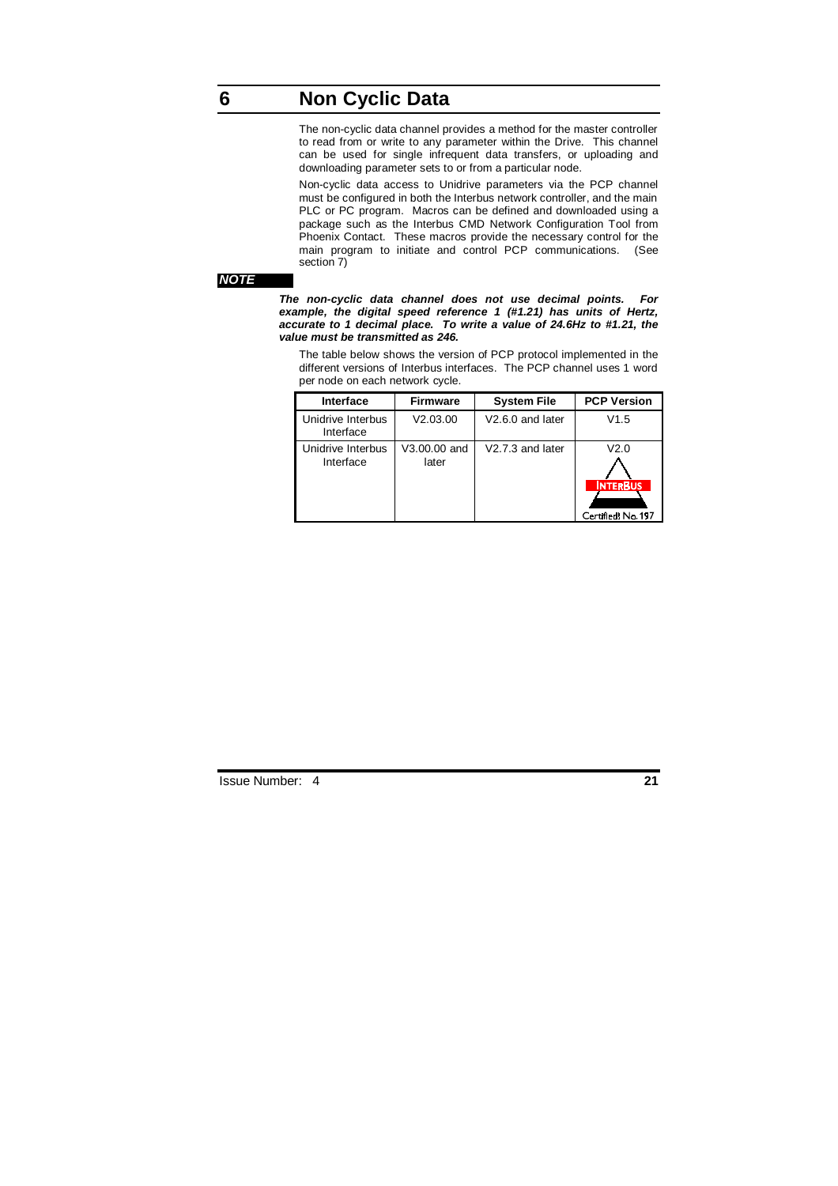# 6 Non Cyclic Data

The non-cyclic data channel provides a method for the master controller to read from or write to any parameter within the Drive. This channel can be used for single infrequent data transfers, or uploading and downloading parameter sets to or from a particular node.

Non-cyclic data access to Unidrive parameters via the PCP channel must be configured in both the Interbus network controller, and the main PLC or PC program. Macros can be defined and downloaded using a package such as the Interbus CMD Network Configuration Tool from Phoenix Contact. These macros provide the necessary control for the main program to initiate and control PCP communications. (See section 7)

***NOTE***

***The non-cyclic data channel does not use decimal points. For example, the digital speed reference 1 (#1.21) has units of Hertz, accurate to 1 decimal place. To write a value of 24.6Hz to #1.21, the value must be transmitted as 246.***

The table below shows the version of PCP protocol implemented in the different versions of Interbus interfaces. The PCP channel uses 1 word per node on each network cycle.

| Interface | Firmware | System File | PCP Version |
|---|---|---|---|
| Unidrive Interbus Interface | V2.03.00 | V2.6.0 and later | V1.5 |
| Unidrive Interbus Interface | V3.00.00 and later | V2.7.3 and later | V2.0<br>INTERBUS Certified! No. 197 |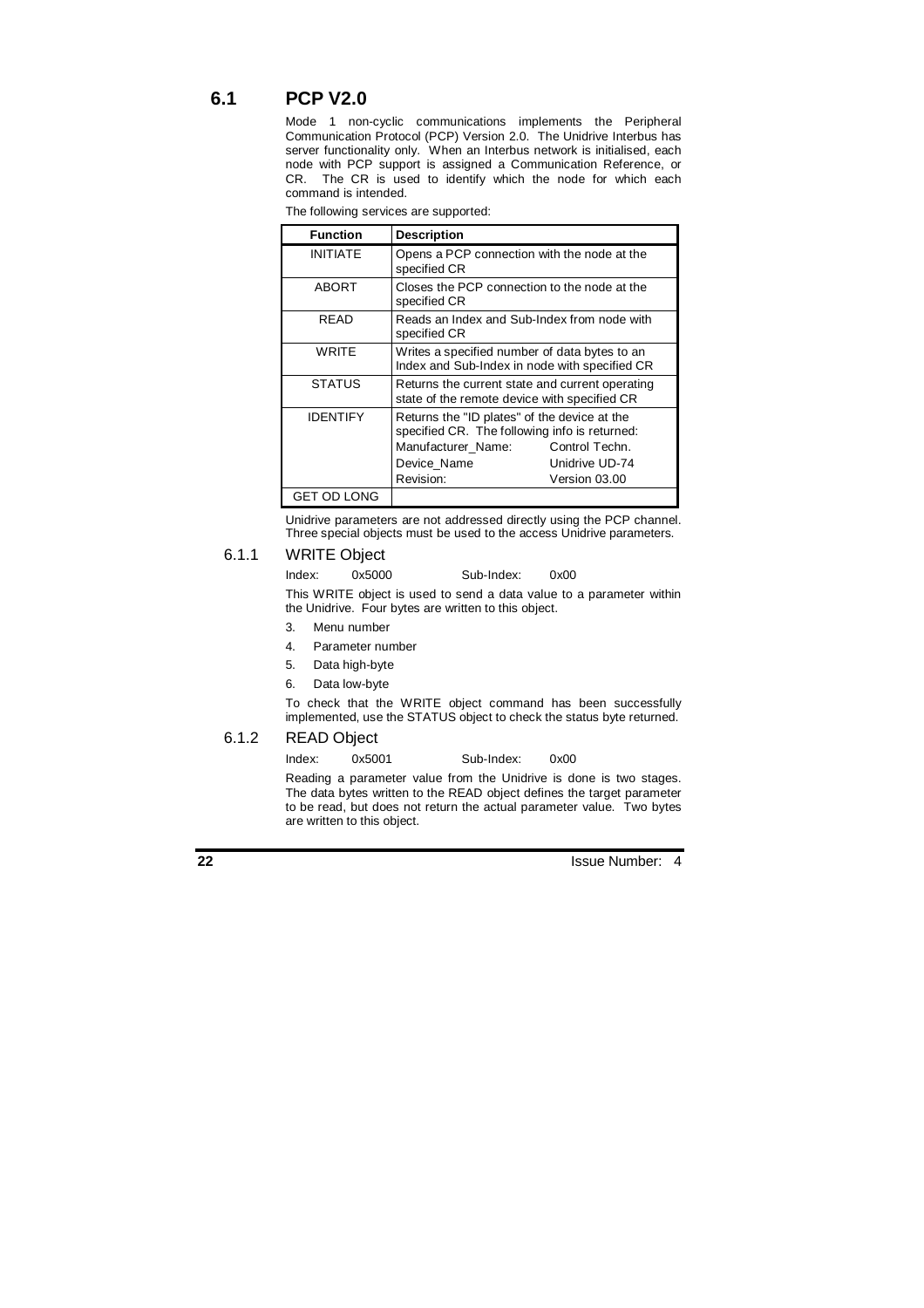# 6.1 PCP V2.0

Mode 1 non-cyclic communications implements the Peripheral Communication Protocol (PCP) Version 2.0. The Unidrive Interbus has server functionality only. When an Interbus network is initialised, each node with PCP support is assigned a Communication Reference, or CR. The CR is used to identify which the node for which each command is intended.

The following services are supported:

| Function | Description |
|---|---|
| INITIATE | Opens a PCP connection with the node at the specified CR |
| ABORT | Closes the PCP connection to the node at the specified CR |
| READ | Reads an Index and Sub-Index from node with specified CR |
| WRITE | Writes a specified number of data bytes to an Index and Sub-Index in node with specified CR |
| STATUS | Returns the current state and current operating state of the remote device with specified CR |
| IDENTIFY | Returns the "ID plates" of the device at the specified CR. The following info is returned:<br>Manufacturer_Name: Control Techn.<br>Device_Name Unidrive UD-74<br>Revision: Version 03.00 |
| GET OD LONG | |

Unidrive parameters are not addressed directly using the PCP channel. Three special objects must be used to the access Unidrive parameters.

## 6.1.1 WRITE Object

Index: 0x5000 Sub-Index: 0x00

This WRITE object is used to send a data value to a parameter within the Unidrive. Four bytes are written to this object.

3. Menu number
4. Parameter number
5. Data high-byte
6. Data low-byte

To check that the WRITE object command has been successfully implemented, use the STATUS object to check the status byte returned.

## 6.1.2 READ Object

Index: 0x5001 Sub-Index: 0x00

Reading a parameter value from the Unidrive is done is two stages. The data bytes written to the READ object defines the target parameter to be read, but does not return the actual parameter value. Two bytes are written to this object.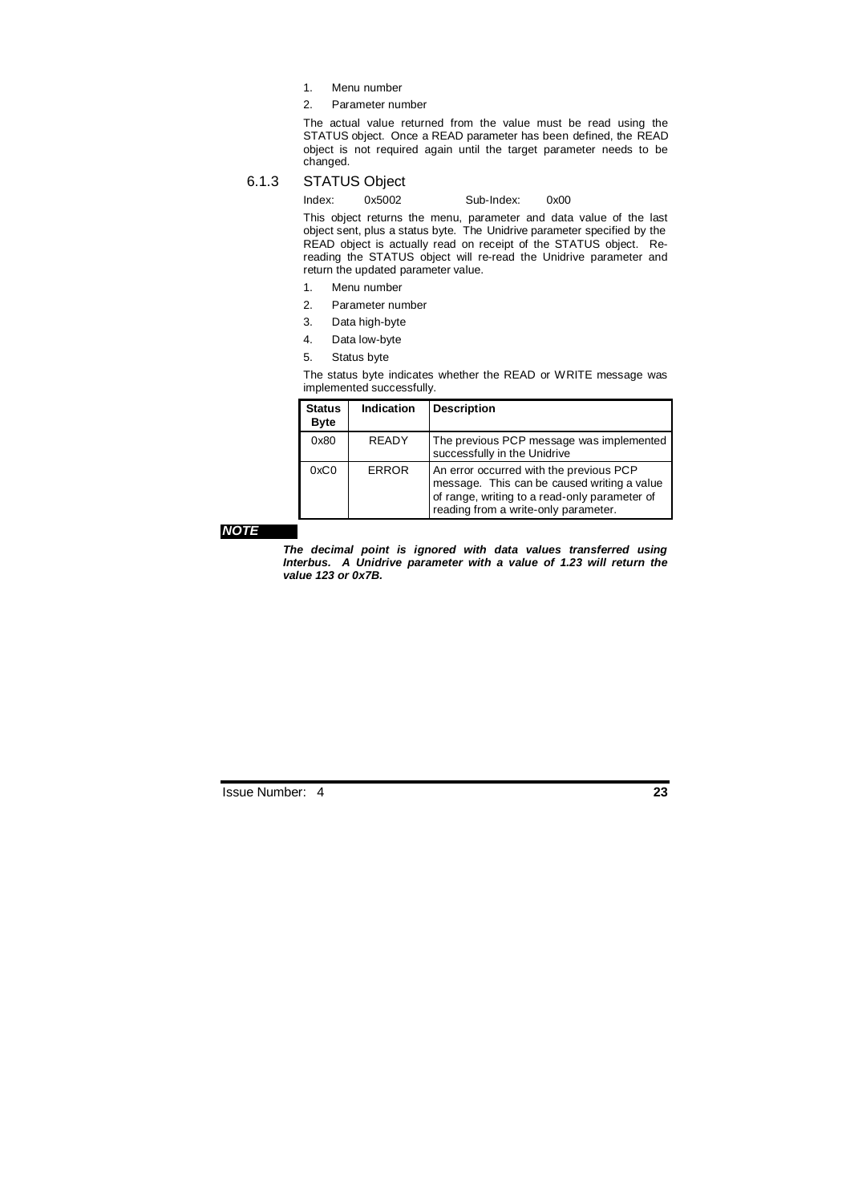1. Menu number
2. Parameter number

The actual value returned from the value must be read using the STATUS object. Once a READ parameter has been defined, the READ object is not required again until the target parameter needs to be changed.

### 6.1.3 STATUS Object

Index: 0x5002 Sub-Index: 0x00

This object returns the menu, parameter and data value of the last object sent, plus a status byte. The Unidrive parameter specified by the READ object is actually read on receipt of the STATUS object. Re-reading the STATUS object will re-read the Unidrive parameter and return the updated parameter value.

1. Menu number
2. Parameter number
3. Data high-byte
4. Data low-byte
5. Status byte

The status byte indicates whether the READ or WRITE message was implemented successfully.

| Status Byte | Indication | Description |
|---|---|---|
| 0x80 | READY | The previous PCP message was implemented successfully in the Unidrive |
| 0xC0 | ERROR | An error occurred with the previous PCP message. This can be caused writing a value of range, writing to a read-only parameter of reading from a write-only parameter. |

***NOTE***

***The decimal point is ignored with data values transferred using Interbus. A Unidrive parameter with a value of 1.23 will return the value 123 or 0x7B.***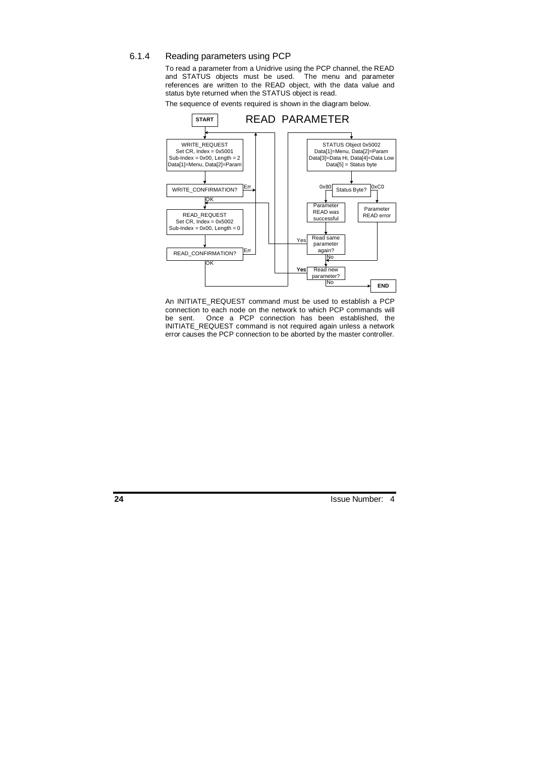### 6.1.4 Reading parameters using PCP

To read a parameter from a Unidrive using the PCP channel, the READ and STATUS objects must be used. The menu and parameter references are written to the READ object, with the data value and status byte returned when the STATUS object is read.

The sequence of events required is shown in the diagram below.

READ PARAMETER

START

WRITE_REQUEST
Set CR, Index = 0x5001
Sub-Index = 0x00, Length = 2
Data[1]=Menu, Data[2]=Param

WRITE_CONFIRMATION? — Err / OK

READ_REQUEST
Set CR, Index = 0x5002
Sub-Index = 0x00, Length = 0

READ_CONFIRMATION? — Err / OK

STATUS Object 0x5002
Data[1]=Menu, Data[2]=Param
Data[3]=Data Hi, Data[4]=Data Low
Data[5] = Status byte

Status Byte? — 0x80 / 0xC0

0x80: Parameter READ was successful

0xC0: Parameter READ error

Read same parameter again? — Yes / No

Read new parameter? — Yes / No

END

An INITIATE_REQUEST command must be used to establish a PCP connection to each node on the network to which PCP commands will be sent. Once a PCP connection has been established, the INITIATE_REQUEST command is not required again unless a network error causes the PCP connection to be aborted by the master controller.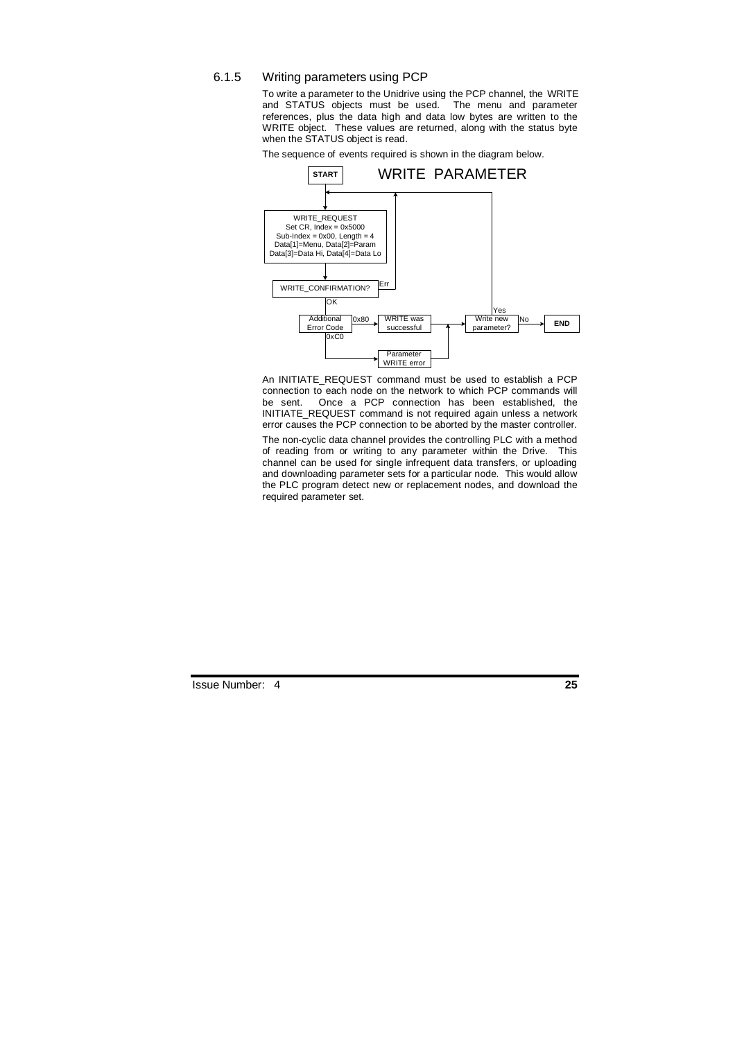### 6.1.5 Writing parameters using PCP

To write a parameter to the Unidrive using the PCP channel, the WRITE and STATUS objects must be used. The menu and parameter references, plus the data high and data low bytes are written to the WRITE object. These values are returned, along with the status byte when the STATUS object is read.

The sequence of events required is shown in the diagram below.

**START** WRITE PARAMETER

- WRITE_REQUEST: Set CR, Index = 0x5000, Sub-Index = 0x00, Length = 4, Data[1]=Menu, Data[2]=Param, Data[3]=Data Hi, Data[4]=Data Lo
- WRITE_CONFIRMATION?
  - Err → return to WRITE_REQUEST
  - OK → Additional Error Code
    - 0x80 → WRITE was successful
    - 0xC0 → Parameter WRITE error
- Write new parameter?
  - Yes → return to WRITE_REQUEST
  - No → **END**

An INITIATE_REQUEST command must be used to establish a PCP connection to each node on the network to which PCP commands will be sent. Once a PCP connection has been established, the INITIATE_REQUEST command is not required again unless a network error causes the PCP connection to be aborted by the master controller.

The non-cyclic data channel provides the controlling PLC with a method of reading from or writing to any parameter within the Drive. This channel can be used for single infrequent data transfers, or uploading and downloading parameter sets for a particular node. This would allow the PLC program detect new or replacement nodes, and download the required parameter set.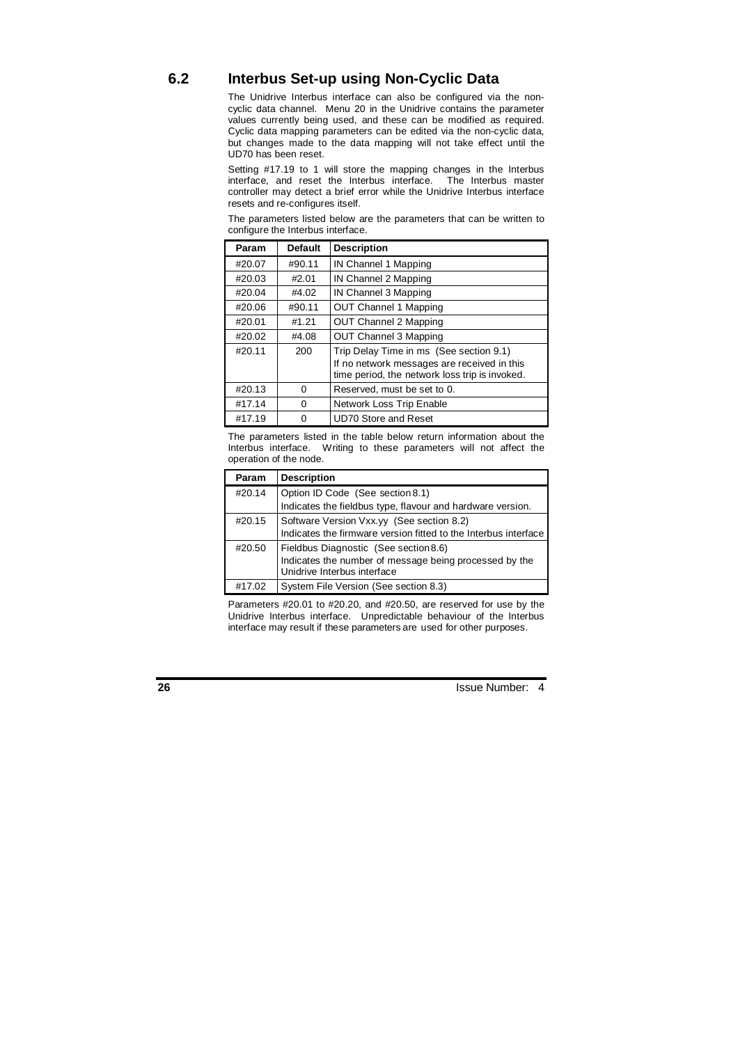## 6.2 Interbus Set-up using Non-Cyclic Data

The Unidrive Interbus interface can also be configured via the non-cyclic data channel. Menu 20 in the Unidrive contains the parameter values currently being used, and these can be modified as required. Cyclic data mapping parameters can be edited via the non-cyclic data, but changes made to the data mapping will not take effect until the UD70 has been reset.

Setting #17.19 to 1 will store the mapping changes in the Interbus interface, and reset the Interbus interface. The Interbus master controller may detect a brief error while the Unidrive Interbus interface resets and re-configures itself.

The parameters listed below are the parameters that can be written to configure the Interbus interface.

| Param | Default | Description |
|---|---|---|
| #20.07 | #90.11 | IN Channel 1 Mapping |
| #20.03 | #2.01 | IN Channel 2 Mapping |
| #20.04 | #4.02 | IN Channel 3 Mapping |
| #20.06 | #90.11 | OUT Channel 1 Mapping |
| #20.01 | #1.21 | OUT Channel 2 Mapping |
| #20.02 | #4.08 | OUT Channel 3 Mapping |
| #20.11 | 200 | Trip Delay Time in ms (See section 9.1) If no network messages are received in this time period, the network loss trip is invoked. |
| #20.13 | 0 | Reserved, must be set to 0. |
| #17.14 | 0 | Network Loss Trip Enable |
| #17.19 | 0 | UD70 Store and Reset |

The parameters listed in the table below return information about the Interbus interface. Writing to these parameters will not affect the operation of the node.

| Param | Description |
|---|---|
| #20.14 | Option ID Code (See section 8.1) Indicates the fieldbus type, flavour and hardware version. |
| #20.15 | Software Version Vxx.yy (See section 8.2) Indicates the firmware version fitted to the Interbus interface |
| #20.50 | Fieldbus Diagnostic (See section 8.6) Indicates the number of message being processed by the Unidrive Interbus interface |
| #17.02 | System File Version (See section 8.3) |

Parameters #20.01 to #20.20, and #20.50, are reserved for use by the Unidrive Interbus interface. Unpredictable behaviour of the Interbus interface may result if these parameters are used for other purposes.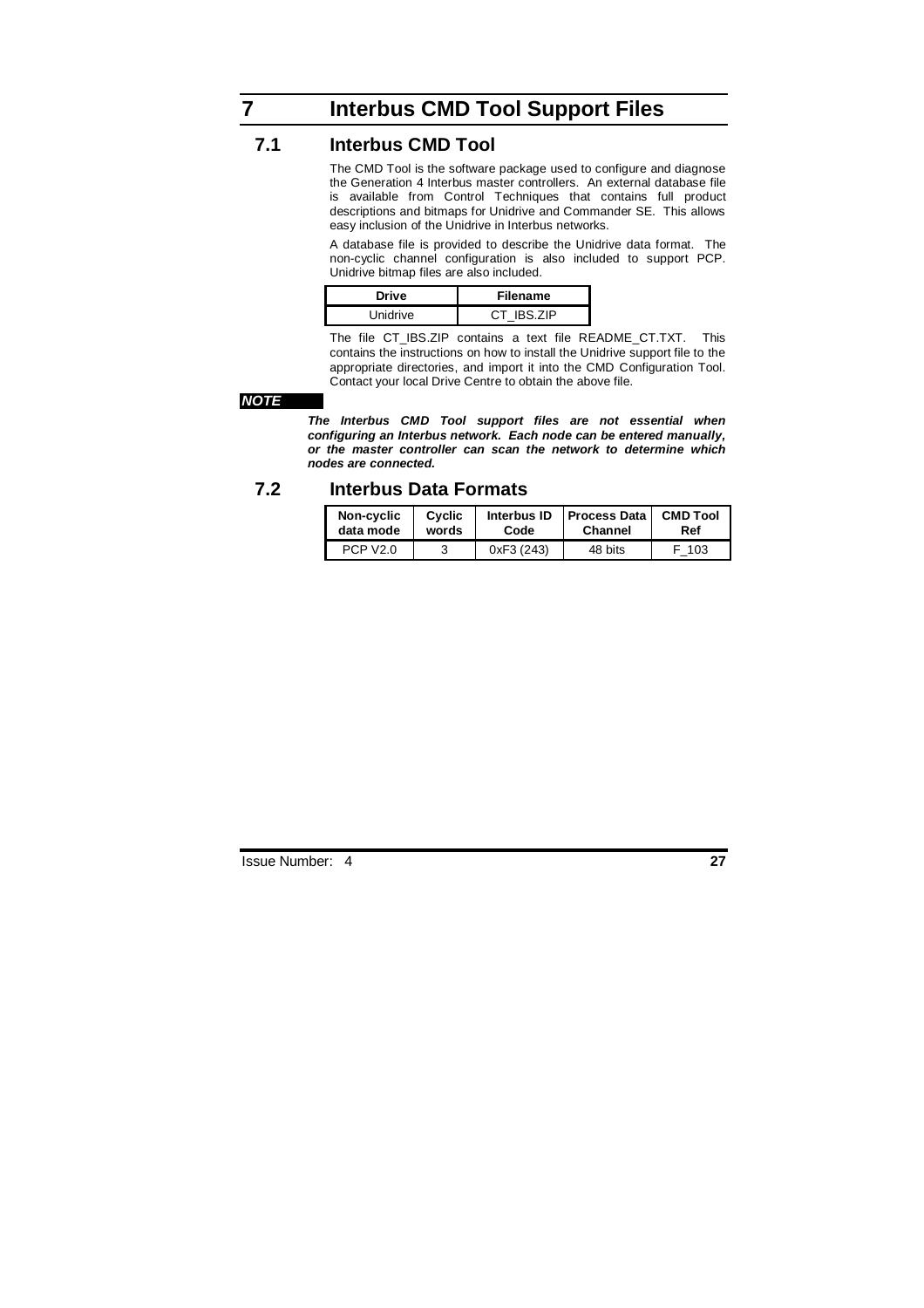# 7 Interbus CMD Tool Support Files

## 7.1 Interbus CMD Tool

The CMD Tool is the software package used to configure and diagnose the Generation 4 Interbus master controllers. An external database file is available from Control Techniques that contains full product descriptions and bitmaps for Unidrive and Commander SE. This allows easy inclusion of the Unidrive in Interbus networks.

A database file is provided to describe the Unidrive data format. The non-cyclic channel configuration is also included to support PCP. Unidrive bitmap files are also included.

| Drive | Filename |
|---|---|
| Unidrive | CT_IBS.ZIP |

The file CT_IBS.ZIP contains a text file README_CT.TXT. This contains the instructions on how to install the Unidrive support file to the appropriate directories, and import it into the CMD Configuration Tool. Contact your local Drive Centre to obtain the above file.

***NOTE***

***The Interbus CMD Tool support files are not essential when configuring an Interbus network. Each node can be entered manually, or the master controller can scan the network to determine which nodes are connected.***

## 7.2 Interbus Data Formats

| Non-cyclic data mode | Cyclic words | Interbus ID Code | Process Data Channel | CMD Tool Ref |
|---|---|---|---|---|
| PCP V2.0 | 3 | 0xF3 (243) | 48 bits | F_103 |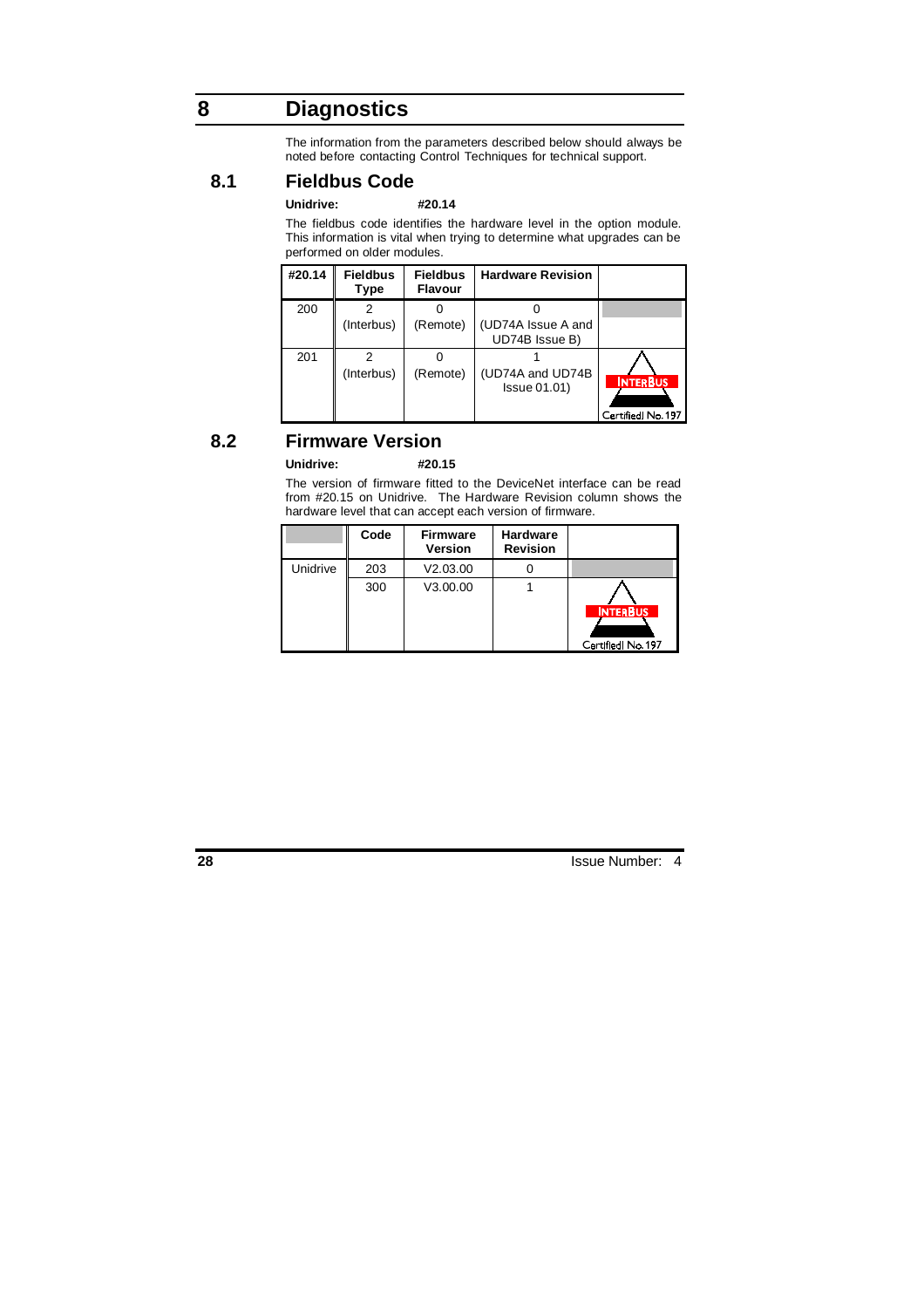# 8 Diagnostics

The information from the parameters described below should always be noted before contacting Control Techniques for technical support.

## 8.1 Fieldbus Code

**Unidrive:** **#20.14**

The fieldbus code identifies the hardware level in the option module. This information is vital when trying to determine what upgrades can be performed on older modules.

| #20.14 | Fieldbus Type | Fieldbus Flavour | Hardware Revision | |
|---|---|---|---|---|
| 200 | 2 (Interbus) | 0 (Remote) | 0 (UD74A Issue A and UD74B Issue B) | |
| 201 | 2 (Interbus) | 0 (Remote) | 1 (UD74A and UD74B Issue 01.01) | INTERBUS Certified No. 197 |

## 8.2 Firmware Version

**Unidrive:** **#20.15**

The version of firmware fitted to the DeviceNet interface can be read from #20.15 on Unidrive. The Hardware Revision column shows the hardware level that can accept each version of firmware.

| | Code | Firmware Version | Hardware Revision | |
|---|---|---|---|---|
| Unidrive | 203 | V2.03.00 | 0 | |
| | 300 | V3.00.00 | 1 | INTERBUS Certified No. 197 |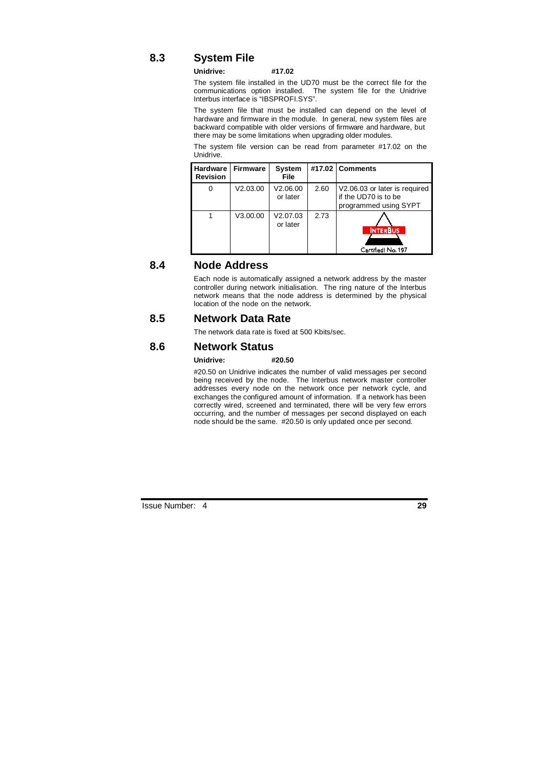## 8.3 System File

**Unidrive: #17.02**

The system file installed in the UD70 must be the correct file for the communications option installed. The system file for the Unidrive Interbus interface is "IBSPROFI.SYS".

The system file that must be installed can depend on the level of hardware and firmware in the module. In general, new system files are backward compatible with older versions of firmware and hardware, but there may be some limitations when upgrading older modules.

The system file version can be read from parameter #17.02 on the Unidrive.

| Hardware Revision | Firmware | System File | #17.02 | Comments |
|---|---|---|---|---|
| 0 | V2.03.00 | V2.06.00 or later | 2.60 | V2.06.03 or later is required if the UD70 is to be programmed using SYPT |
| 1 | V3.00.00 | V2.07.03 or later | 2.73 | INTERBUS Certified No. 197 |

## 8.4 Node Address

Each node is automatically assigned a network address by the master controller during network initialisation. The ring nature of the Interbus network means that the node address is determined by the physical location of the node on the network.

## 8.5 Network Data Rate

The network data rate is fixed at 500 Kbits/sec.

## 8.6 Network Status

**Unidrive: #20.50**

#20.50 on Unidrive indicates the number of valid messages per second being received by the node. The Interbus network master controller addresses every node on the network once per network cycle, and exchanges the configured amount of information. If a network has been correctly wired, screened and terminated, there will be very few errors occurring, and the number of messages per second displayed on each node should be the same. #20.50 is only updated once per second.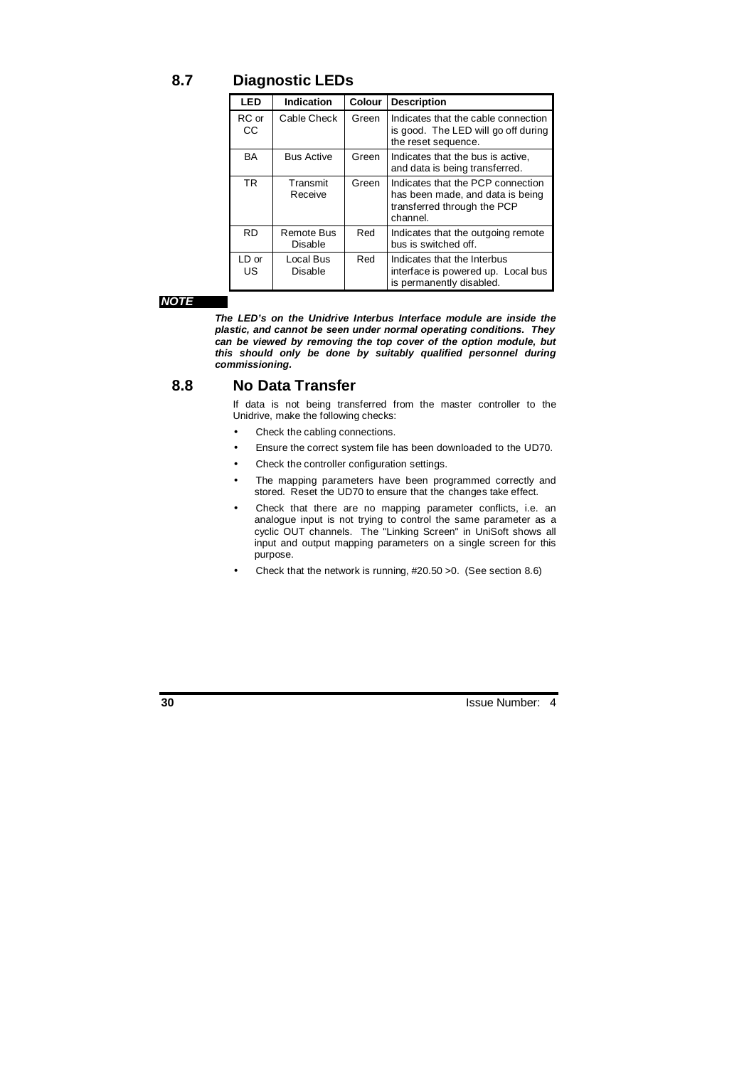## 8.7 Diagnostic LEDs

| LED | Indication | Colour | Description |
|---|---|---|---|
| RC or CC | Cable Check | Green | Indicates that the cable connection is good. The LED will go off during the reset sequence. |
| BA | Bus Active | Green | Indicates that the bus is active, and data is being transferred. |
| TR | Transmit Receive | Green | Indicates that the PCP connection has been made, and data is being transferred through the PCP channel. |
| RD | Remote Bus Disable | Red | Indicates that the outgoing remote bus is switched off. |
| LD or US | Local Bus Disable | Red | Indicates that the Interbus interface is powered up. Local bus is permanently disabled. |

***NOTE***

***The LED's on the Unidrive Interbus Interface module are inside the plastic, and cannot be seen under normal operating conditions. They can be viewed by removing the top cover of the option module, but this should only be done by suitably qualified personnel during commissioning.***

## 8.8 No Data Transfer

If data is not being transferred from the master controller to the Unidrive, make the following checks:

- Check the cabling connections.
- Ensure the correct system file has been downloaded to the UD70.
- Check the controller configuration settings.
- The mapping parameters have been programmed correctly and stored. Reset the UD70 to ensure that the changes take effect.
- Check that there are no mapping parameter conflicts, i.e. an analogue input is not trying to control the same parameter as a cyclic OUT channels. The "Linking Screen" in UniSoft shows all input and output mapping parameters on a single screen for this purpose.
- Check that the network is running, #20.50 >0. (See section 8.6)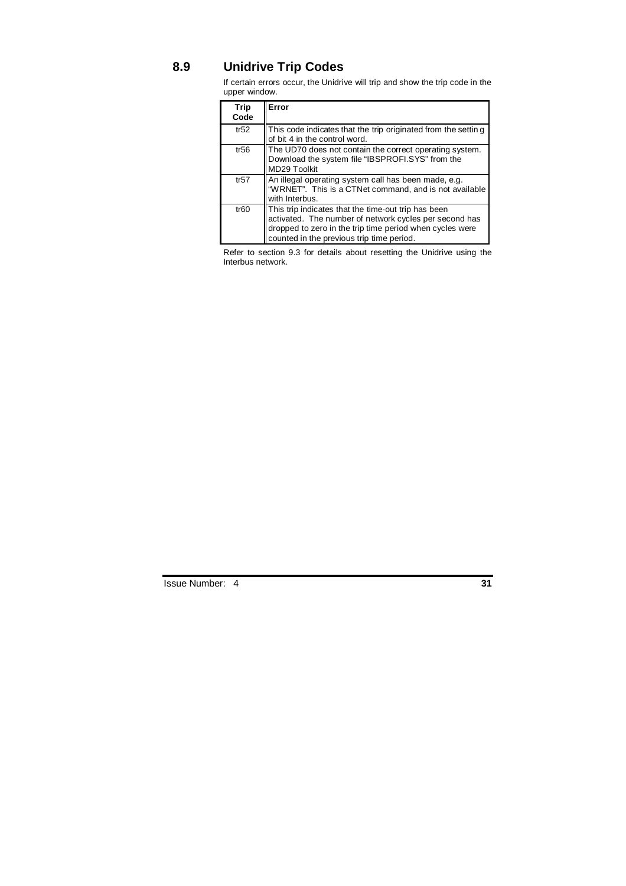## 8.9 Unidrive Trip Codes

If certain errors occur, the Unidrive will trip and show the trip code in the upper window.

| Trip Code | Error |
|---|---|
| tr52 | This code indicates that the trip originated from the setting of bit 4 in the control word. |
| tr56 | The UD70 does not contain the correct operating system. Download the system file "IBSPROFI.SYS" from the MD29 Toolkit |
| tr57 | An illegal operating system call has been made, e.g. "WRNET". This is a CTNet command, and is not available with Interbus. |
| tr60 | This trip indicates that the time-out trip has been activated. The number of network cycles per second has dropped to zero in the trip time period when cycles were counted in the previous trip time period. |

Refer to section 9.3 for details about resetting the Unidrive using the Interbus network.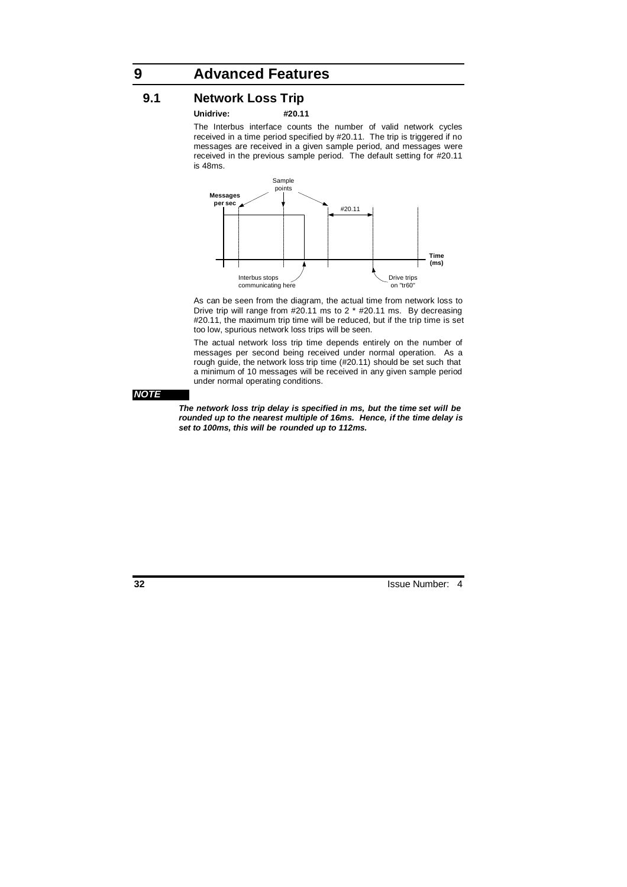# 9 Advanced Features

## 9.1 Network Loss Trip

**Unidrive: #20.11**

The Interbus interface counts the number of valid network cycles received in a time period specified by #20.11. The trip is triggered if no messages are received in a given sample period, and messages were received in the previous sample period. The default setting for #20.11 is 48ms.

As can be seen from the diagram, the actual time from network loss to Drive trip will range from #20.11 ms to 2 * #20.11 ms. By decreasing #20.11, the maximum trip time will be reduced, but if the trip time is set too low, spurious network loss trips will be seen.

The actual network loss trip time depends entirely on the number of messages per second being received under normal operation. As a rough guide, the network loss trip time (#20.11) should be set such that a minimum of 10 messages will be received in any given sample period under normal operating conditions.

***NOTE***

***The network loss trip delay is specified in ms, but the time set will be rounded up to the nearest multiple of 16ms. Hence, if the time delay is set to 100ms, this will be rounded up to 112ms.***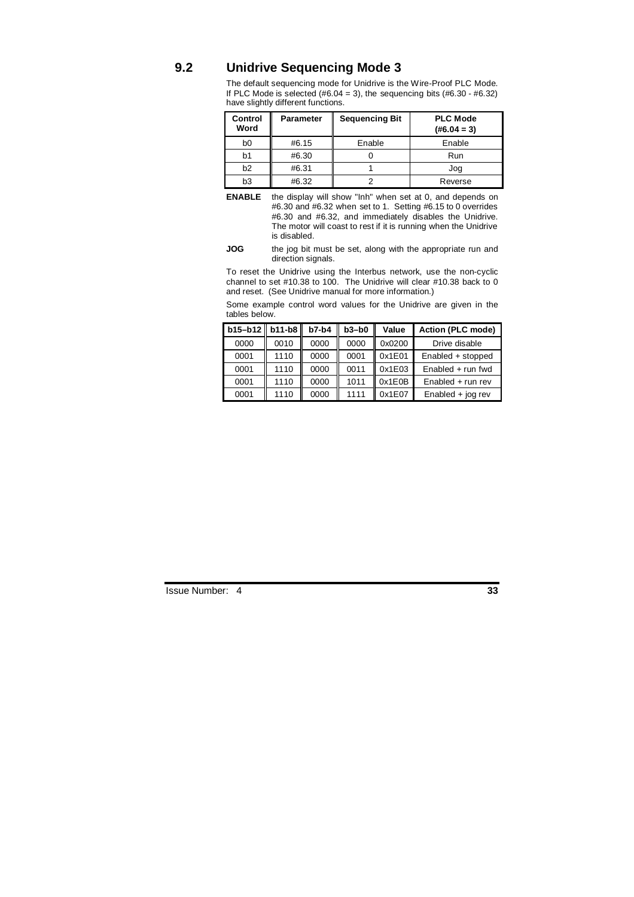## 9.2 Unidrive Sequencing Mode 3

The default sequencing mode for Unidrive is the Wire-Proof PLC Mode. If PLC Mode is selected (#6.04 = 3), the sequencing bits (#6.30 - #6.32) have slightly different functions.

| Control Word | Parameter | Sequencing Bit | PLC Mode (#6.04 = 3) |
|---|---|---|---|
| b0 | #6.15 | Enable | Enable |
| b1 | #6.30 | 0 | Run |
| b2 | #6.31 | 1 | Jog |
| b3 | #6.32 | 2 | Reverse |

**ENABLE** the display will show "Inh" when set at 0, and depends on #6.30 and #6.32 when set to 1. Setting #6.15 to 0 overrides #6.30 and #6.32, and immediately disables the Unidrive. The motor will coast to rest if it is running when the Unidrive is disabled.

**JOG** the jog bit must be set, along with the appropriate run and direction signals.

To reset the Unidrive using the Interbus network, use the non-cyclic channel to set #10.38 to 100. The Unidrive will clear #10.38 back to 0 and reset. (See Unidrive manual for more information.)

Some example control word values for the Unidrive are given in the tables below.

| b15–b12 | b11-b8 | b7-b4 | b3–b0 | Value | Action (PLC mode) |
|---|---|---|---|---|---|
| 0000 | 0010 | 0000 | 0000 | 0x0200 | Drive disable |
| 0001 | 1110 | 0000 | 0001 | 0x1E01 | Enabled + stopped |
| 0001 | 1110 | 0000 | 0011 | 0x1E03 | Enabled + run fwd |
| 0001 | 1110 | 0000 | 1011 | 0x1E0B | Enabled + run rev |
| 0001 | 1110 | 0000 | 1111 | 0x1E07 | Enabled + jog rev |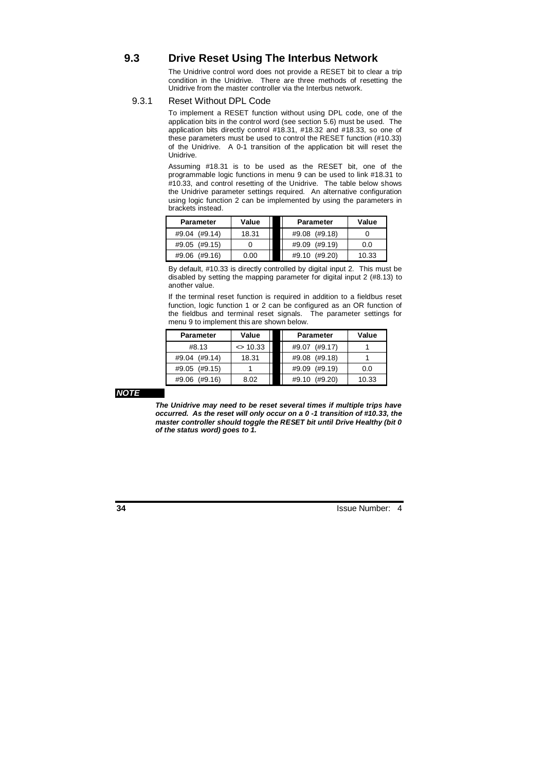## 9.3 Drive Reset Using The Interbus Network

The Unidrive control word does not provide a RESET bit to clear a trip condition in the Unidrive. There are three methods of resetting the Unidrive from the master controller via the Interbus network.

### 9.3.1 Reset Without DPL Code

To implement a RESET function without using DPL code, one of the application bits in the control word (see section 5.6) must be used. The application bits directly control #18.31, #18.32 and #18.33, so one of these parameters must be used to control the RESET function (#10.33) of the Unidrive. A 0-1 transition of the application bit will reset the Unidrive.

Assuming #18.31 is to be used as the RESET bit, one of the programmable logic functions in menu 9 can be used to link #18.31 to #10.33, and control resetting of the Unidrive. The table below shows the Unidrive parameter settings required. An alternative configuration using logic function 2 can be implemented by using the parameters in brackets instead.

| Parameter | Value | Parameter | Value |
|---|---|---|---|
| #9.04 (#9.14) | 18.31 | #9.08 (#9.18) | 0 |
| #9.05 (#9.15) | 0 | #9.09 (#9.19) | 0.0 |
| #9.06 (#9.16) | 0.00 | #9.10 (#9.20) | 10.33 |

By default, #10.33 is directly controlled by digital input 2. This must be disabled by setting the mapping parameter for digital input 2 (#8.13) to another value.

If the terminal reset function is required in addition to a fieldbus reset function, logic function 1 or 2 can be configured as an OR function of the fieldbus and terminal reset signals. The parameter settings for menu 9 to implement this are shown below.

| Parameter | Value | Parameter | Value |
|---|---|---|---|
| #8.13 | <> 10.33 | #9.07 (#9.17) | 1 |
| #9.04 (#9.14) | 18.31 | #9.08 (#9.18) | 1 |
| #9.05 (#9.15) | 1 | #9.09 (#9.19) | 0.0 |
| #9.06 (#9.16) | 8.02 | #9.10 (#9.20) | 10.33 |

***NOTE***

***The Unidrive may need to be reset several times if multiple trips have occurred. As the reset will only occur on a 0 -1 transition of #10.33, the master controller should toggle the RESET bit until Drive Healthy (bit 0 of the status word) goes to 1.***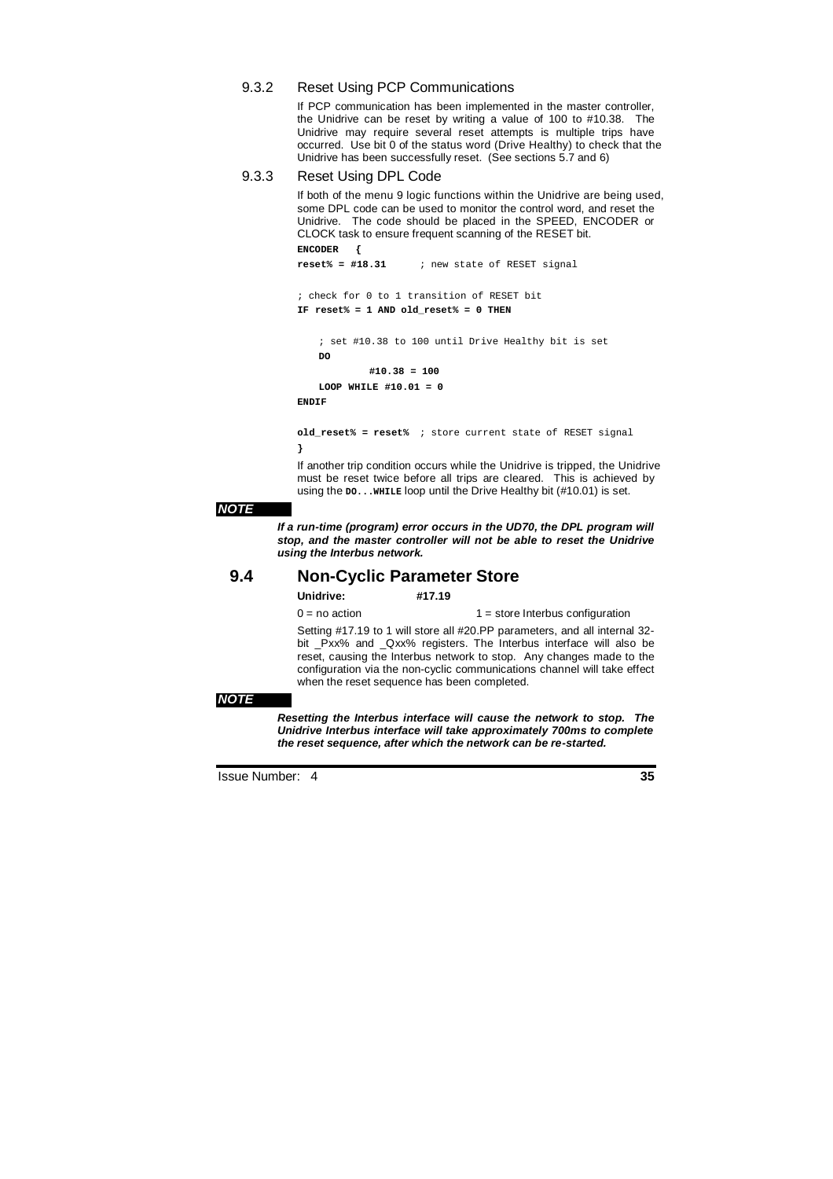### 9.3.2 Reset Using PCP Communications

If PCP communication has been implemented in the master controller, the Unidrive can be reset by writing a value of 100 to #10.38. The Unidrive may require several reset attempts is multiple trips have occurred. Use bit 0 of the status word (Drive Healthy) to check that the Unidrive has been successfully reset. (See sections 5.7 and 6)

### 9.3.3 Reset Using DPL Code

If both of the menu 9 logic functions within the Unidrive are being used, some DPL code can be used to monitor the control word, and reset the Unidrive. The code should be placed in the SPEED, ENCODER or CLOCK task to ensure frequent scanning of the RESET bit.

```
ENCODER   {
reset% = #18.31      ; new state of RESET signal

; check for 0 to 1 transition of RESET bit
IF reset% = 1 AND old_reset% = 0 THEN

    ; set #10.38 to 100 until Drive Healthy bit is set
    DO
            #10.38 = 100
    LOOP WHILE #10.01 = 0
ENDIF

old_reset% = reset%  ; store current state of RESET signal
}
```

If another trip condition occurs while the Unidrive is tripped, the Unidrive must be reset twice before all trips are cleared. This is achieved by using the `DO...WHILE` loop until the Drive Healthy bit (#10.01) is set.

***NOTE***

***If a run-time (program) error occurs in the UD70, the DPL program will stop, and the master controller will not be able to reset the Unidrive using the Interbus network.***

## 9.4 Non-Cyclic Parameter Store

**Unidrive:** **#17.19**

0 = no action 1 = store Interbus configuration

Setting #17.19 to 1 will store all #20.PP parameters, and all internal 32-bit _Pxx% and _Qxx% registers. The Interbus interface will also be reset, causing the Interbus network to stop. Any changes made to the configuration via the non-cyclic communications channel will take effect when the reset sequence has been completed.

***NOTE***

***Resetting the Interbus interface will cause the network to stop. The Unidrive Interbus interface will take approximately 700ms to complete the reset sequence, after which the network can be re-started.***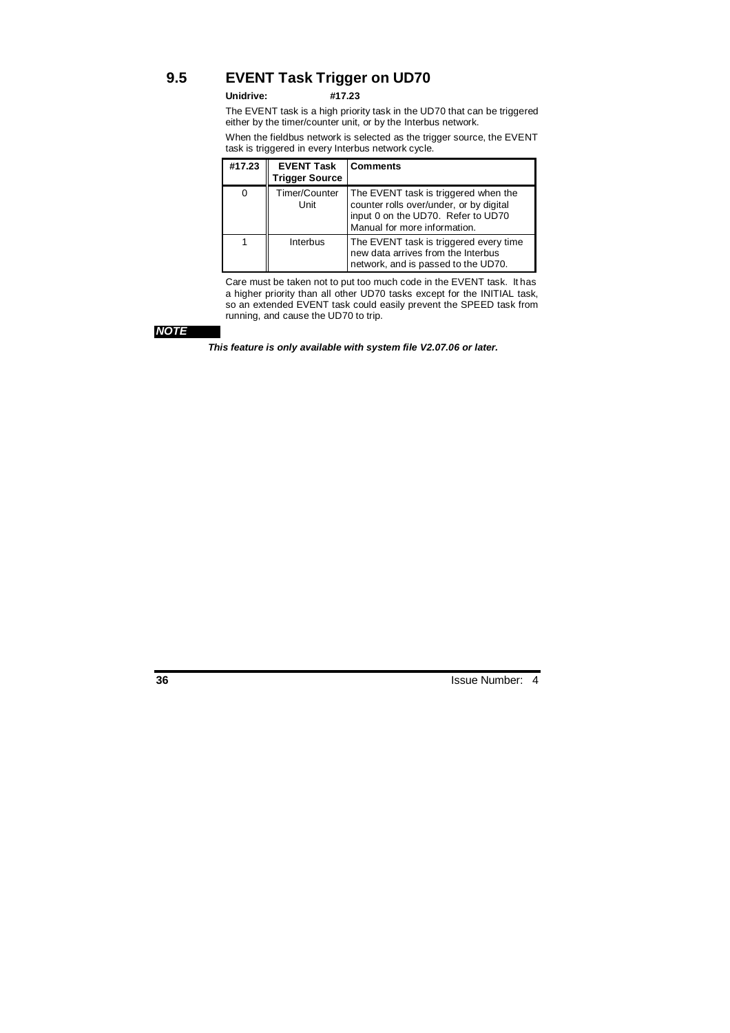## 9.5 EVENT Task Trigger on UD70

**Unidrive: #17.23**

The EVENT task is a high priority task in the UD70 that can be triggered either by the timer/counter unit, or by the Interbus network.

When the fieldbus network is selected as the trigger source, the EVENT task is triggered in every Interbus network cycle.

| #17.23 | EVENT Task Trigger Source | Comments |
|---|---|---|
| 0 | Timer/Counter Unit | The EVENT task is triggered when the counter rolls over/under, or by digital input 0 on the UD70. Refer to UD70 Manual for more information. |
| 1 | Interbus | The EVENT task is triggered every time new data arrives from the Interbus network, and is passed to the UD70. |

Care must be taken not to put too much code in the EVENT task. It has a higher priority than all other UD70 tasks except for the INITIAL task, so an extended EVENT task could easily prevent the SPEED task from running, and cause the UD70 to trip.

***NOTE***

***This feature is only available with system file V2.07.06 or later.***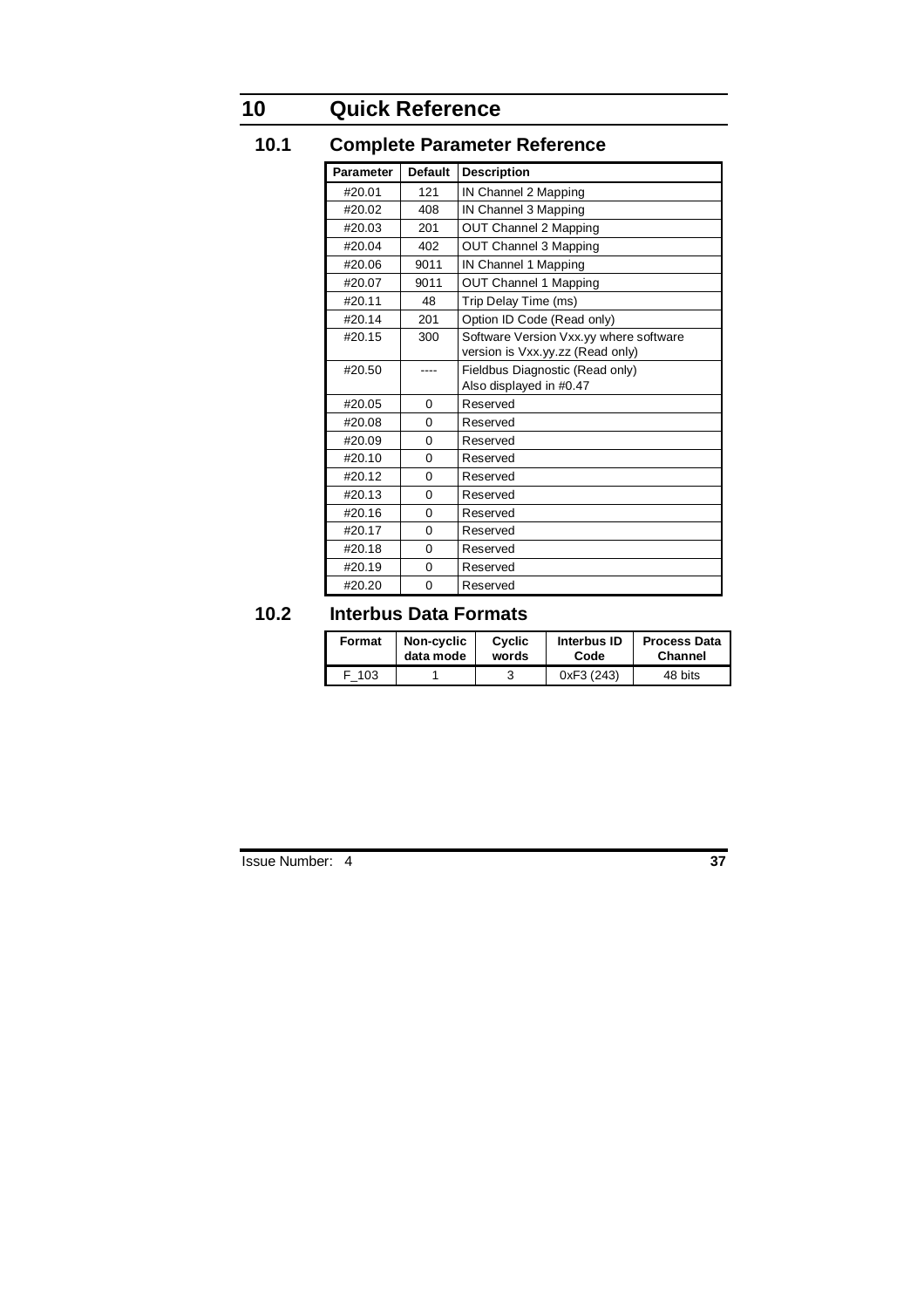# 10 Quick Reference

## 10.1 Complete Parameter Reference

| Parameter | Default | Description |
|---|---|---|
| #20.01 | 121 | IN Channel 2 Mapping |
| #20.02 | 408 | IN Channel 3 Mapping |
| #20.03 | 201 | OUT Channel 2 Mapping |
| #20.04 | 402 | OUT Channel 3 Mapping |
| #20.06 | 9011 | IN Channel 1 Mapping |
| #20.07 | 9011 | OUT Channel 1 Mapping |
| #20.11 | 48 | Trip Delay Time (ms) |
| #20.14 | 201 | Option ID Code (Read only) |
| #20.15 | 300 | Software Version Vxx.yy where software version is Vxx.yy.zz (Read only) |
| #20.50 | ---- | Fieldbus Diagnostic (Read only) Also displayed in #0.47 |
| #20.05 | 0 | Reserved |
| #20.08 | 0 | Reserved |
| #20.09 | 0 | Reserved |
| #20.10 | 0 | Reserved |
| #20.12 | 0 | Reserved |
| #20.13 | 0 | Reserved |
| #20.16 | 0 | Reserved |
| #20.17 | 0 | Reserved |
| #20.18 | 0 | Reserved |
| #20.19 | 0 | Reserved |
| #20.20 | 0 | Reserved |

## 10.2 Interbus Data Formats

| Format | Non-cyclic data mode | Cyclic words | Interbus ID Code | Process Data Channel |
|---|---|---|---|---|
| F_103 | 1 | 3 | 0xF3 (243) | 48 bits |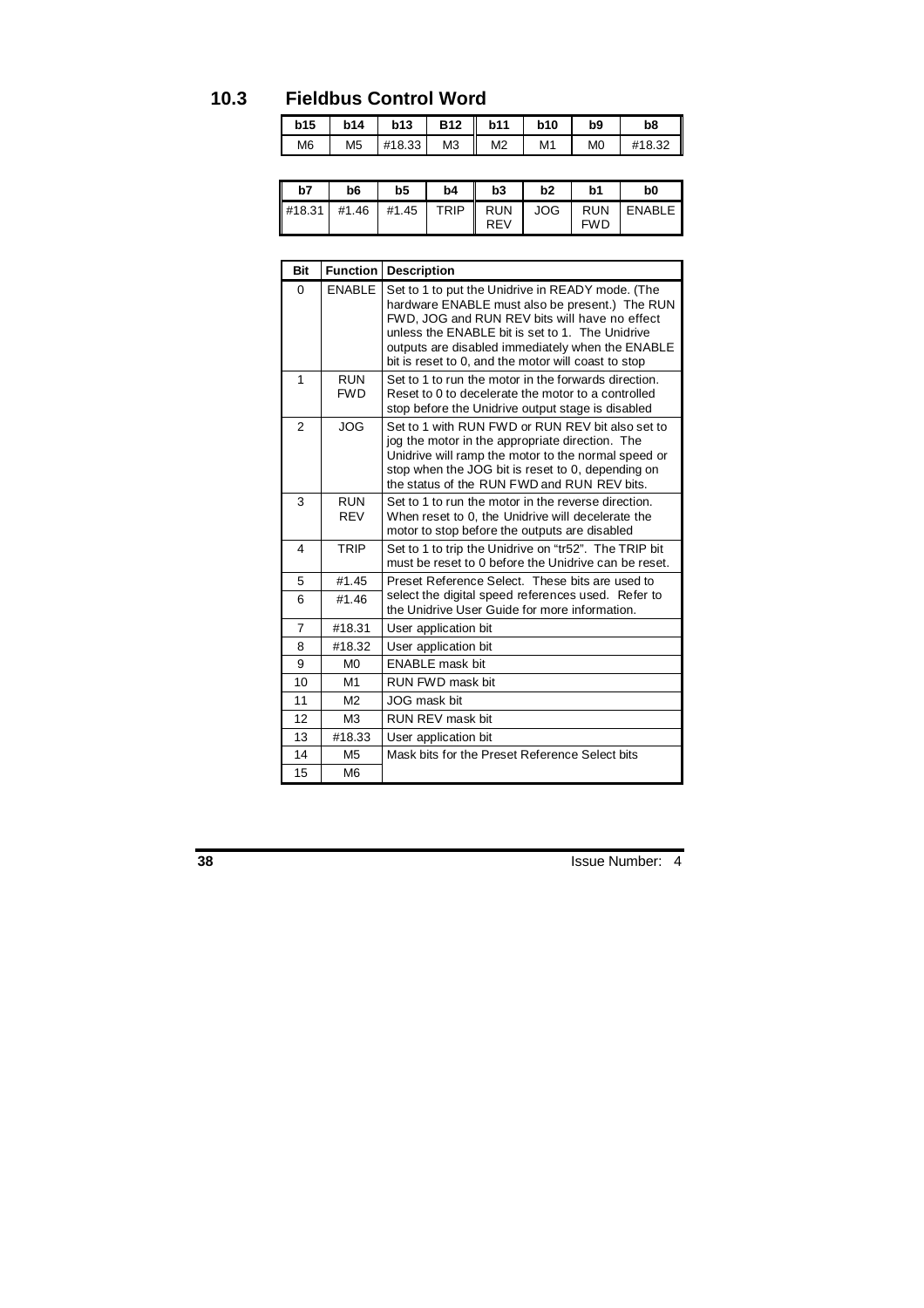## 10.3 Fieldbus Control Word

| b15 | b14 | b13 | B12 | b11 | b10 | b9 | b8 |
|---|---|---|---|---|---|---|---|
| M6 | M5 | #18.33 | M3 | M2 | M1 | M0 | #18.32 |

| b7 | b6 | b5 | b4 | b3 | b2 | b1 | b0 |
|---|---|---|---|---|---|---|---|
| #18.31 | #1.46 | #1.45 | TRIP | RUN REV | JOG | RUN FWD | ENABLE |

| Bit | Function | Description |
|---|---|---|
| 0 | ENABLE | Set to 1 to put the Unidrive in READY mode. (The hardware ENABLE must also be present.) The RUN FWD, JOG and RUN REV bits will have no effect unless the ENABLE bit is set to 1. The Unidrive outputs are disabled immediately when the ENABLE bit is reset to 0, and the motor will coast to stop |
| 1 | RUN FWD | Set to 1 to run the motor in the forwards direction. Reset to 0 to decelerate the motor to a controlled stop before the Unidrive output stage is disabled |
| 2 | JOG | Set to 1 with RUN FWD or RUN REV bit also set to jog the motor in the appropriate direction. The Unidrive will ramp the motor to the normal speed or stop when the JOG bit is reset to 0, depending on the status of the RUN FWD and RUN REV bits. |
| 3 | RUN REV | Set to 1 to run the motor in the reverse direction. When reset to 0, the Unidrive will decelerate the motor to stop before the outputs are disabled |
| 4 | TRIP | Set to 1 to trip the Unidrive on "tr52". The TRIP bit must be reset to 0 before the Unidrive can be reset. |
| 5 | #1.45 | Preset Reference Select. These bits are used to select the digital speed references used. Refer to the Unidrive User Guide for more information. |
| 6 | #1.46 | |
| 7 | #18.31 | User application bit |
| 8 | #18.32 | User application bit |
| 9 | M0 | ENABLE mask bit |
| 10 | M1 | RUN FWD mask bit |
| 11 | M2 | JOG mask bit |
| 12 | M3 | RUN REV mask bit |
| 13 | #18.33 | User application bit |
| 14 | M5 | Mask bits for the Preset Reference Select bits |
| 15 | M6 | |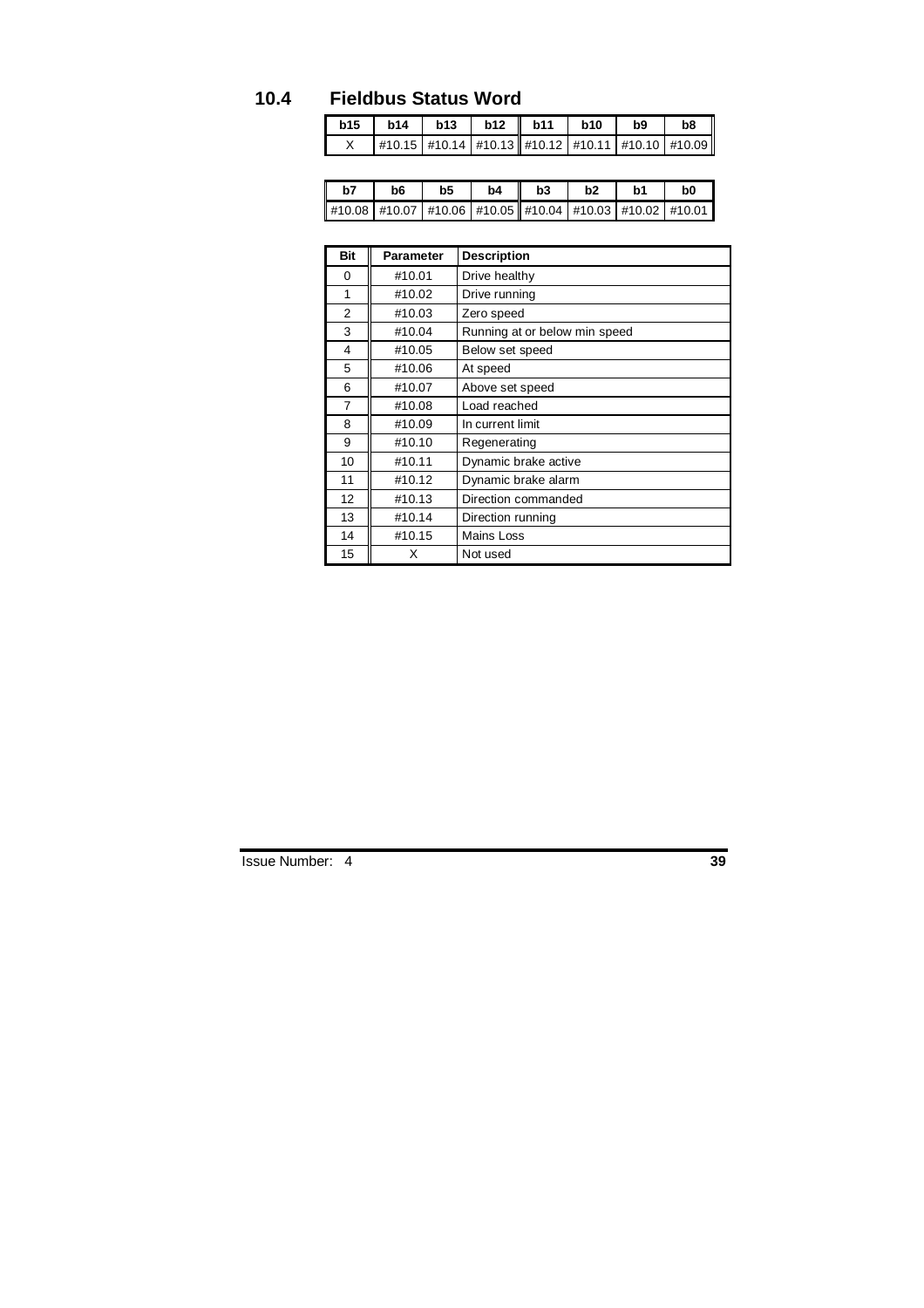## 10.4 Fieldbus Status Word

| b15 | b14 | b13 | b12 | b11 | b10 | b9 | b8 |
|---|---|---|---|---|---|---|---|
| X | #10.15 | #10.14 | #10.13 | #10.12 | #10.11 | #10.10 | #10.09 |

| b7 | b6 | b5 | b4 | b3 | b2 | b1 | b0 |
|---|---|---|---|---|---|---|---|
| #10.08 | #10.07 | #10.06 | #10.05 | #10.04 | #10.03 | #10.02 | #10.01 |

| Bit | Parameter | Description |
|---|---|---|
| 0 | #10.01 | Drive healthy |
| 1 | #10.02 | Drive running |
| 2 | #10.03 | Zero speed |
| 3 | #10.04 | Running at or below min speed |
| 4 | #10.05 | Below set speed |
| 5 | #10.06 | At speed |
| 6 | #10.07 | Above set speed |
| 7 | #10.08 | Load reached |
| 8 | #10.09 | In current limit |
| 9 | #10.10 | Regenerating |
| 10 | #10.11 | Dynamic brake active |
| 11 | #10.12 | Dynamic brake alarm |
| 12 | #10.13 | Direction commanded |
| 13 | #10.14 | Direction running |
| 14 | #10.15 | Mains Loss |
| 15 | X | Not used |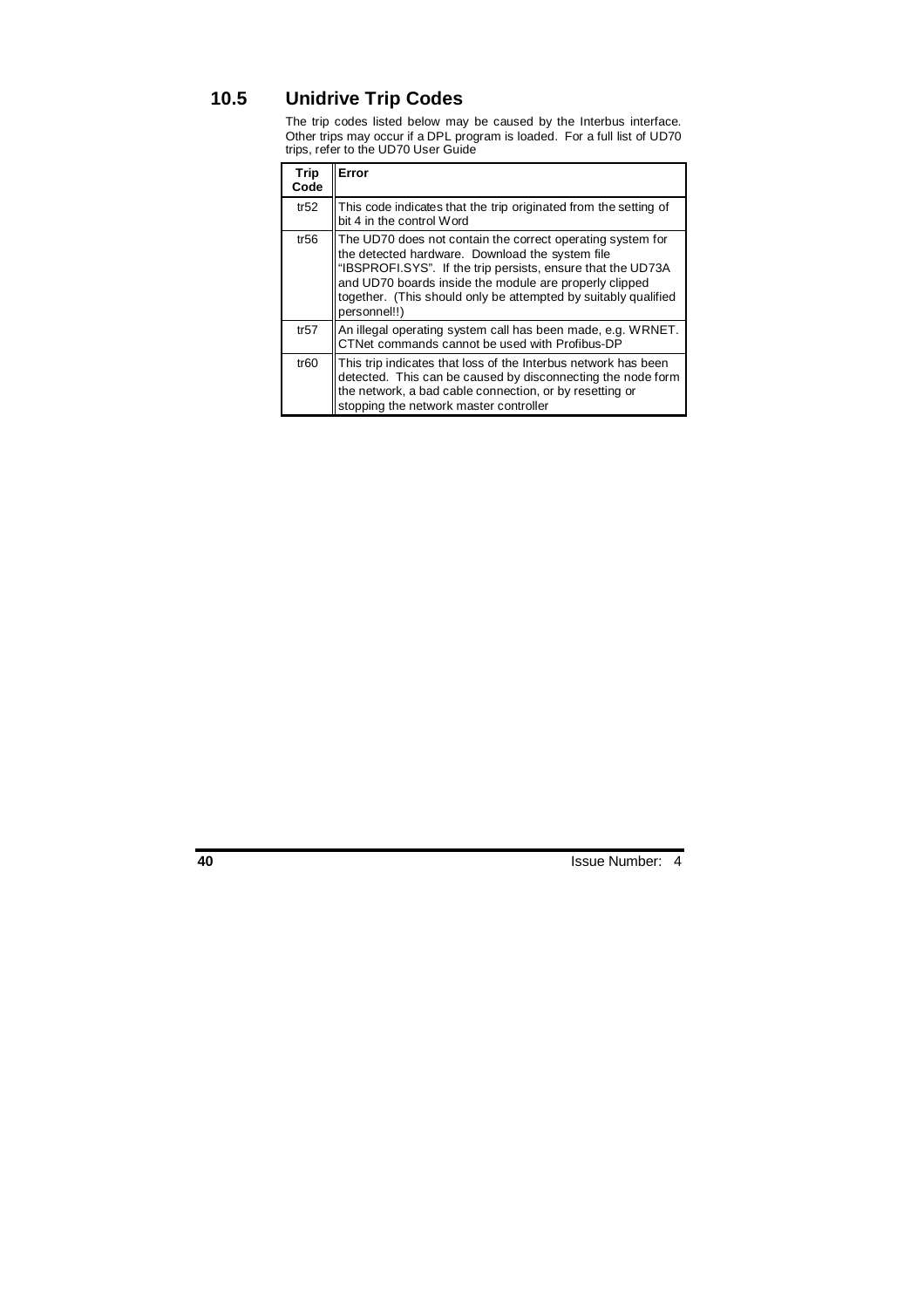## 10.5 Unidrive Trip Codes

The trip codes listed below may be caused by the Interbus interface. Other trips may occur if a DPL program is loaded. For a full list of UD70 trips, refer to the UD70 User Guide

| Trip Code | Error |
|---|---|
| tr52 | This code indicates that the trip originated from the setting of bit 4 in the control Word |
| tr56 | The UD70 does not contain the correct operating system for the detected hardware. Download the system file "IBSPROFI.SYS". If the trip persists, ensure that the UD73A and UD70 boards inside the module are properly clipped together. (This should only be attempted by suitably qualified personnel!!) |
| tr57 | An illegal operating system call has been made, e.g. WRNET. CTNet commands cannot be used with Profibus-DP |
| tr60 | This trip indicates that loss of the Interbus network has been detected. This can be caused by disconnecting the node form the network, a bad cable connection, or by resetting or stopping the network master controller |